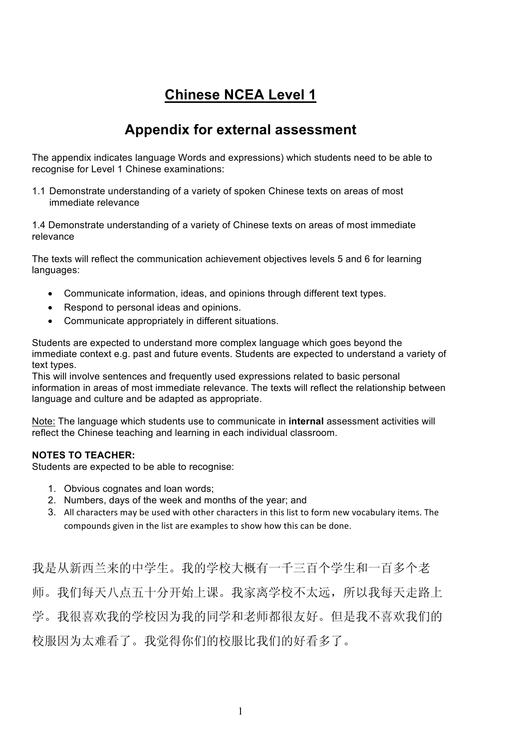# Chinese NCEA Level 1

## Appendix for external assessment

The appendix indicates language Words and expressions) which students need to be able to recognise for Level 1 Chinese examinations:

1.1 Demonstrate understanding of a variety of spoken Chinese texts on areas of most immediate relevance

1.4 Demonstrate understanding of a variety of Chinese texts on areas of most immediate relevance

The texts will reflect the communication achievement objectives levels 5 and 6 for learning languages:

- Communicate information, ideas, and opinions through different text types.
- Respond to personal ideas and opinions.
- Communicate appropriately in different situations.

Students are expected to understand more complex language which goes beyond the immediate context e.g. past and future events. Students are expected to understand a variety of text types.
This will involve sentences and frequently used expressions related to basic personal information in areas of most immediate relevance. The texts will reflect the relationship between language and culture and be adapted as appropriate.

Note: The language which students use to communicate in **internal** assessment activities will reflect the Chinese teaching and learning in each individual classroom.

**NOTES TO TEACHER:**
Students are expected to be able to recognise:

1. Obvious cognates and loan words;
2. Numbers, days of the week and months of the year; and
3. All characters may be used with other characters in this list to form new vocabulary items. The compounds given in the list are examples to show how this can be done.

我是从新西兰来的中学生。我的学校大概有一千三百个学生和一百多个老师。我们每天八点五十分开始上课。我家离学校不太远，所以我每天走路上学。我很喜欢我的学校因为我的同学和老师都很友好。但是我不喜欢我们的校服因为太难看了。我觉得你们的校服比我们的好看多了。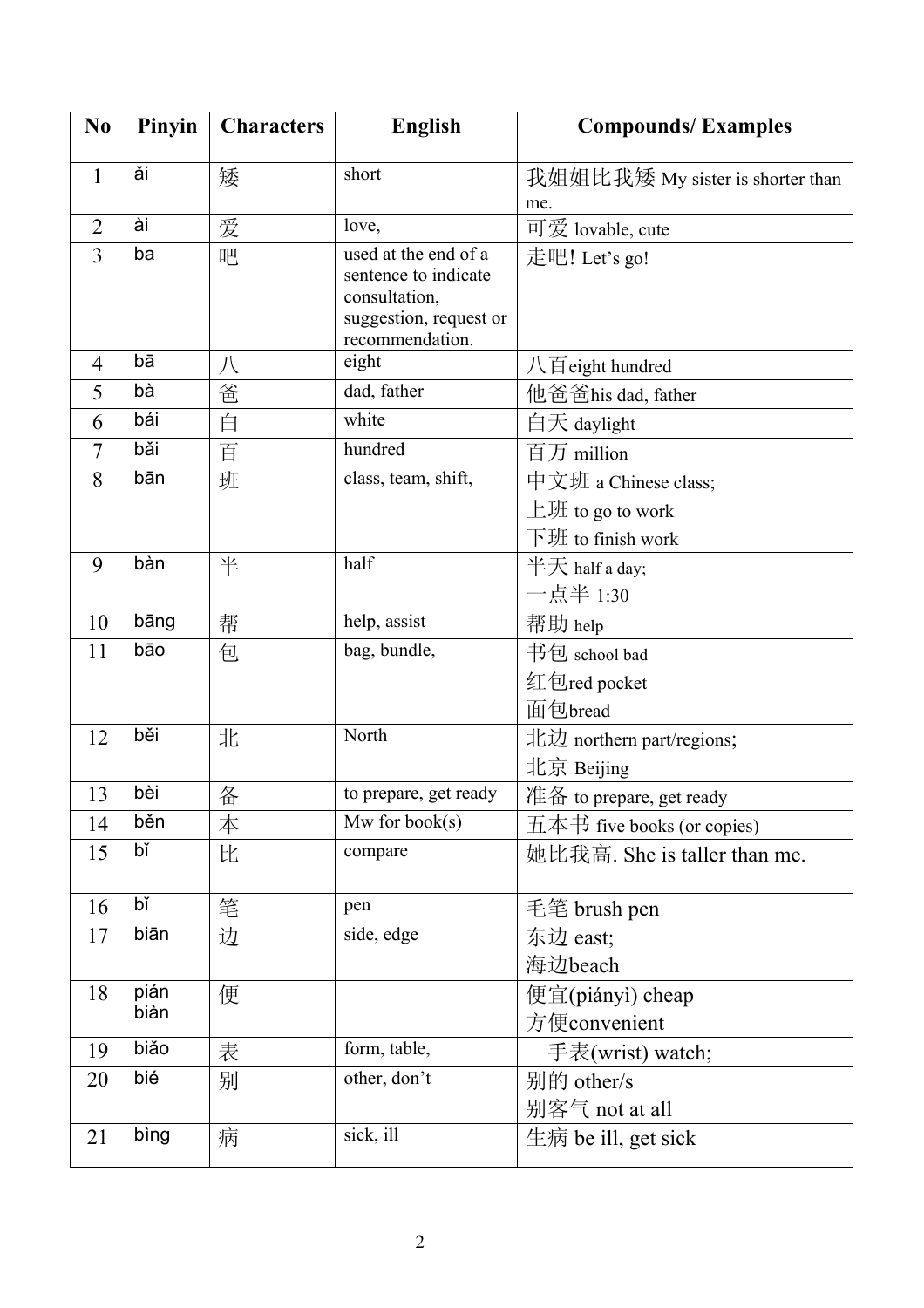| No | Pinyin | Characters | English | Compounds/ Examples |
|---|---|---|---|---|
| 1 | ǎi | 矮 | short | 我姐姐比我矮 My sister is shorter than me. |
| 2 | ài | 爱 | love, | 可爱 lovable, cute |
| 3 | ba | 吧 | used at the end of a sentence to indicate consultation, suggestion, request or recommendation. | 走吧! Let's go! |
| 4 | bā | 八 | eight | 八百eight hundred |
| 5 | bà | 爸 | dad, father | 他爸爸his dad, father |
| 6 | bái | 白 | white | 白天 daylight |
| 7 | bǎi | 百 | hundred | 百万 million |
| 8 | bān | 班 | class, team, shift, | 中文班 a Chinese class;<br>上班 to go to work<br>下班 to finish work |
| 9 | bàn | 半 | half | 半天 half a day;<br>一点半 1:30 |
| 10 | bāng | 帮 | help, assist | 帮助 help |
| 11 | bāo | 包 | bag, bundle, | 书包 school bad<br>红包red pocket<br>面包bread |
| 12 | běi | 北 | North | 北边 northern part/regions;<br>北京 Beijing |
| 13 | bèi | 备 | to prepare, get ready | 准备 to prepare, get ready |
| 14 | běn | 本 | Mw for book(s) | 五本书 five books (or copies) |
| 15 | bǐ | 比 | compare | 她比我高. She is taller than me. |
| 16 | bǐ | 笔 | pen | 毛笔 brush pen |
| 17 | biān | 边 | side, edge | 东边 east;<br>海边beach |
| 18 | pián<br>biàn | 便 | | 便宜(piányì) cheap<br>方便convenient |
| 19 | biǎo | 表 | form, table, | 手表(wrist) watch; |
| 20 | bié | 别 | other, don't | 别的 other/s<br>别客气 not at all |
| 21 | bìng | 病 | sick, ill | 生病 be ill, get sick |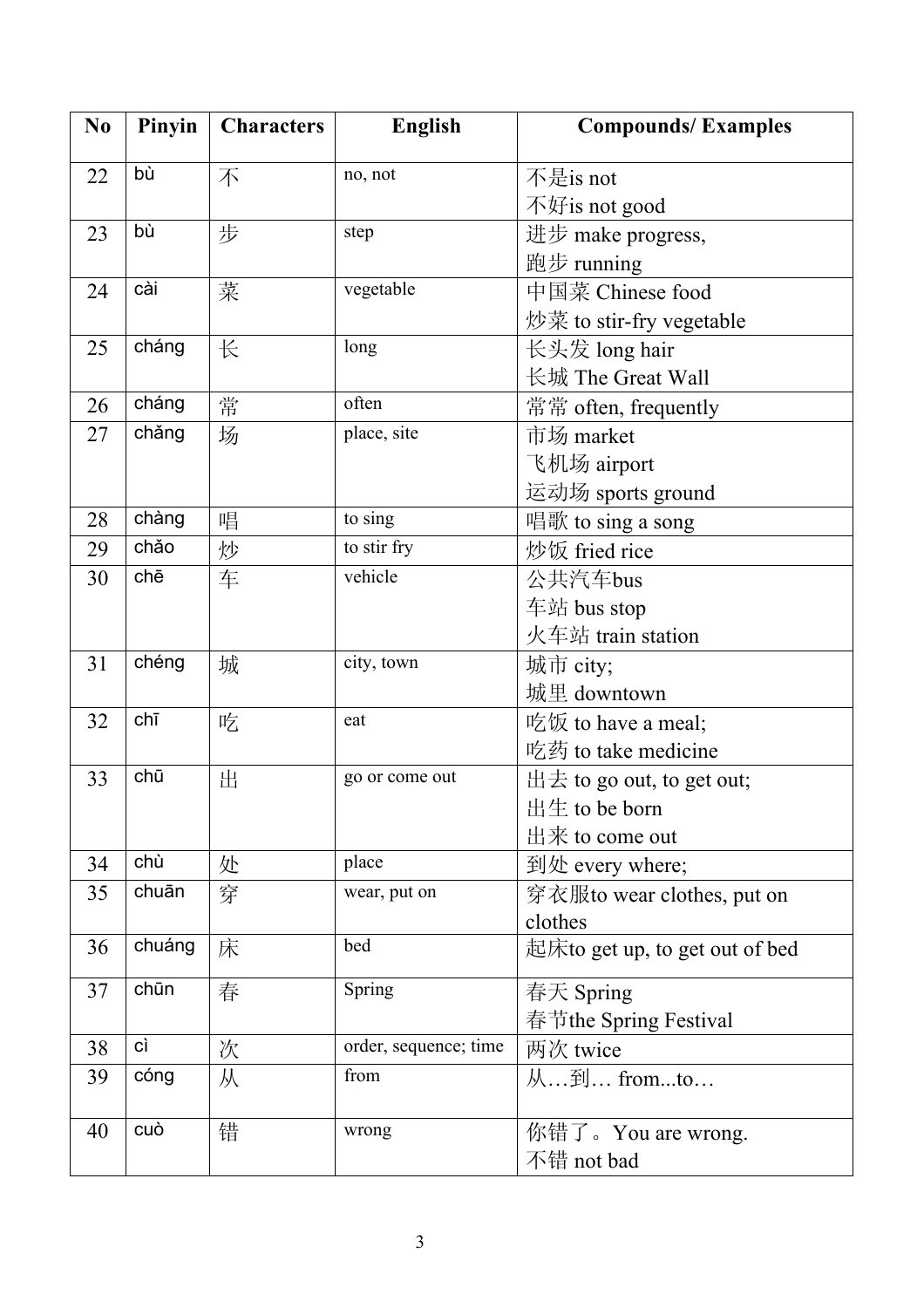| No | Pinyin | Characters | English | Compounds/ Examples |
|---|---|---|---|---|
| 22 | bù | 不 | no, not | 不是is not<br>不好is not good |
| 23 | bù | 步 | step | 进步 make progress,<br>跑步 running |
| 24 | cài | 菜 | vegetable | 中国菜 Chinese food<br>炒菜 to stir-fry vegetable |
| 25 | cháng | 长 | long | 长头发 long hair<br>长城 The Great Wall |
| 26 | cháng | 常 | often | 常常 often, frequently |
| 27 | chǎng | 场 | place, site | 市场 market<br>飞机场 airport<br>运动场 sports ground |
| 28 | chàng | 唱 | to sing | 唱歌 to sing a song |
| 29 | chǎo | 炒 | to stir fry | 炒饭 fried rice |
| 30 | chē | 车 | vehicle | 公共汽车bus<br>车站 bus stop<br>火车站 train station |
| 31 | chéng | 城 | city, town | 城市 city;<br>城里 downtown |
| 32 | chī | 吃 | eat | 吃饭 to have a meal;<br>吃药 to take medicine |
| 33 | chū | 出 | go or come out | 出去 to go out, to get out;<br>出生 to be born<br>出来 to come out |
| 34 | chù | 处 | place | 到处 every where; |
| 35 | chuān | 穿 | wear, put on | 穿衣服to wear clothes, put on clothes |
| 36 | chuáng | 床 | bed | 起床to get up, to get out of bed |
| 37 | chūn | 春 | Spring | 春天 Spring<br>春节the Spring Festival |
| 38 | cì | 次 | order, sequence; time | 两次 twice |
| 39 | cóng | 从 | from | 从…到… from...to… |
| 40 | cuò | 错 | wrong | 你错了。You are wrong.<br>不错 not bad |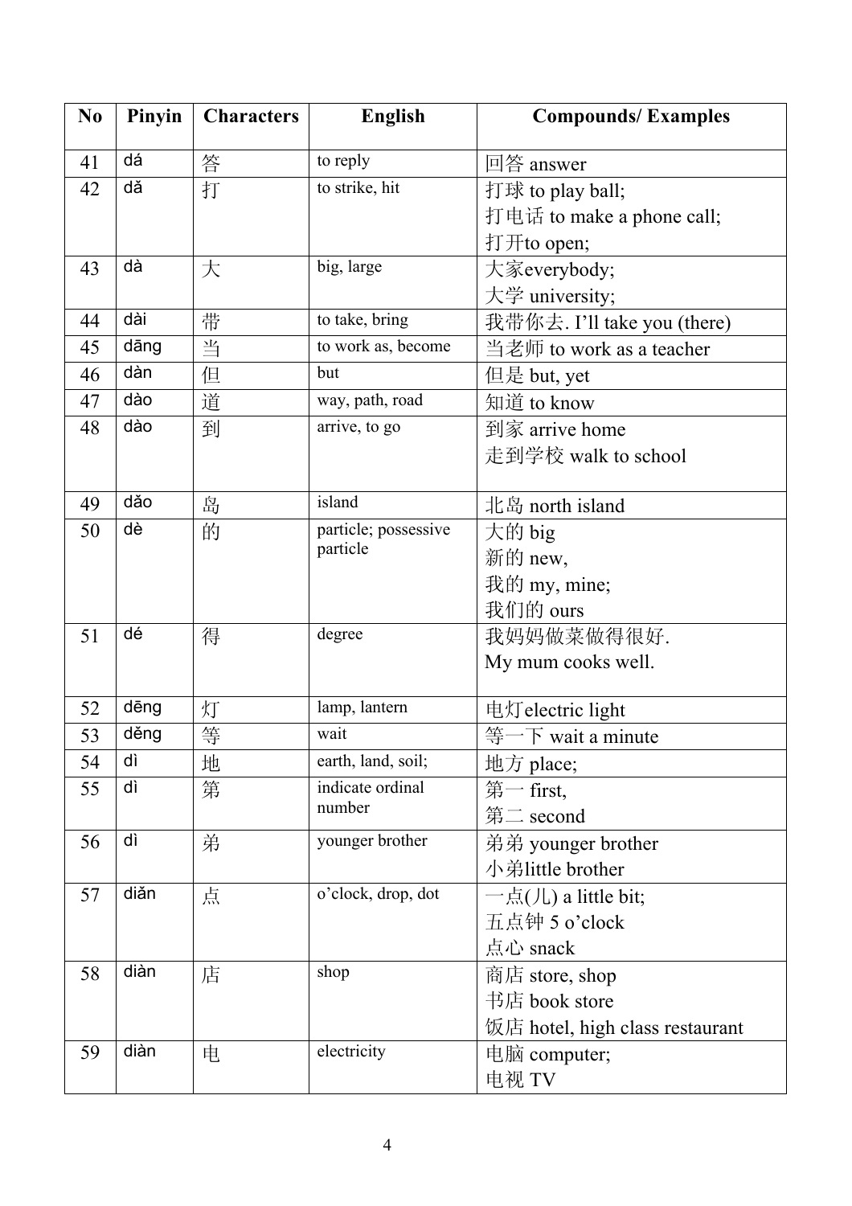| No | Pinyin | Characters | English | Compounds/ Examples |
|---|---|---|---|---|
| 41 | dá | 答 | to reply | 回答 answer |
| 42 | dǎ | 打 | to strike, hit | 打球 to play ball;<br>打电话 to make a phone call;<br>打开to open; |
| 43 | dà | 大 | big, large | 大家everybody;<br>大学 university; |
| 44 | dài | 带 | to take, bring | 我带你去. I'll take you (there) |
| 45 | dāng | 当 | to work as, become | 当老师 to work as a teacher |
| 46 | dàn | 但 | but | 但是 but, yet |
| 47 | dào | 道 | way, path, road | 知道 to know |
| 48 | dào | 到 | arrive, to go | 到家 arrive home<br>走到学校 walk to school |
| 49 | dǎo | 岛 | island | 北岛 north island |
| 50 | dè | 的 | particle; possessive particle | 大的 big<br>新的 new,<br>我的 my, mine;<br>我们的 ours |
| 51 | dé | 得 | degree | 我妈妈做菜做得很好.<br>My mum cooks well. |
| 52 | dēng | 灯 | lamp, lantern | 电灯electric light |
| 53 | děng | 等 | wait | 等一下 wait a minute |
| 54 | dì | 地 | earth, land, soil; | 地方 place; |
| 55 | dì | 第 | indicate ordinal number | 第一 first,<br>第二 second |
| 56 | dì | 弟 | younger brother | 弟弟 younger brother<br>小弟little brother |
| 57 | diǎn | 点 | o'clock, drop, dot | 一点(儿) a little bit;<br>五点钟 5 o'clock<br>点心 snack |
| 58 | diàn | 店 | shop | 商店 store, shop<br>书店 book store<br>饭店 hotel, high class restaurant |
| 59 | diàn | 电 | electricity | 电脑 computer;<br>电视 TV |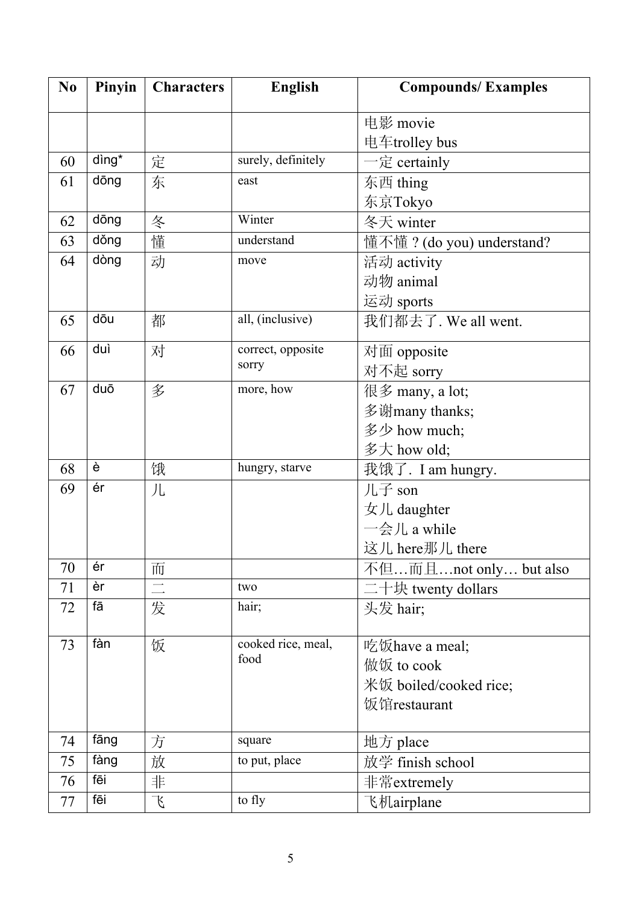| No | Pinyin | Characters | English | Compounds/ Examples |
|---|---|---|---|---|
| | | | | 电影 movie<br>电车trolley bus |
| 60 | dìng* | 定 | surely, definitely | 一定 certainly |
| 61 | dōng | 东 | east | 东西 thing<br>东京Tokyo |
| 62 | dōng | 冬 | Winter | 冬天 winter |
| 63 | dǒng | 懂 | understand | 懂不懂 ? (do you) understand? |
| 64 | dòng | 动 | move | 活动 activity<br>动物 animal<br>运动 sports |
| 65 | dōu | 都 | all, (inclusive) | 我们都去了. We all went. |
| 66 | duì | 对 | correct, opposite sorry | 对面 opposite<br>对不起 sorry |
| 67 | duō | 多 | more, how | 很多 many, a lot;<br>多谢many thanks;<br>多少 how much;<br>多大 how old; |
| 68 | è | 饿 | hungry, starve | 我饿了. I am hungry. |
| 69 | ér | 儿 | | 儿子 son<br>女儿 daughter<br>一会儿 a while<br>这儿 here那儿 there |
| 70 | ér | 而 | | 不但…而且…not only… but also |
| 71 | èr | 二 | two | 二十块 twenty dollars |
| 72 | fā | 发 | hair; | 头发 hair; |
| 73 | fàn | 饭 | cooked rice, meal, food | 吃饭have a meal;<br>做饭 to cook<br>米饭 boiled/cooked rice;<br>饭馆restaurant |
| 74 | fāng | 方 | square | 地方 place |
| 75 | fàng | 放 | to put, place | 放学 finish school |
| 76 | fēi | 非 | | 非常extremely |
| 77 | fēi | 飞 | to fly | 飞机airplane |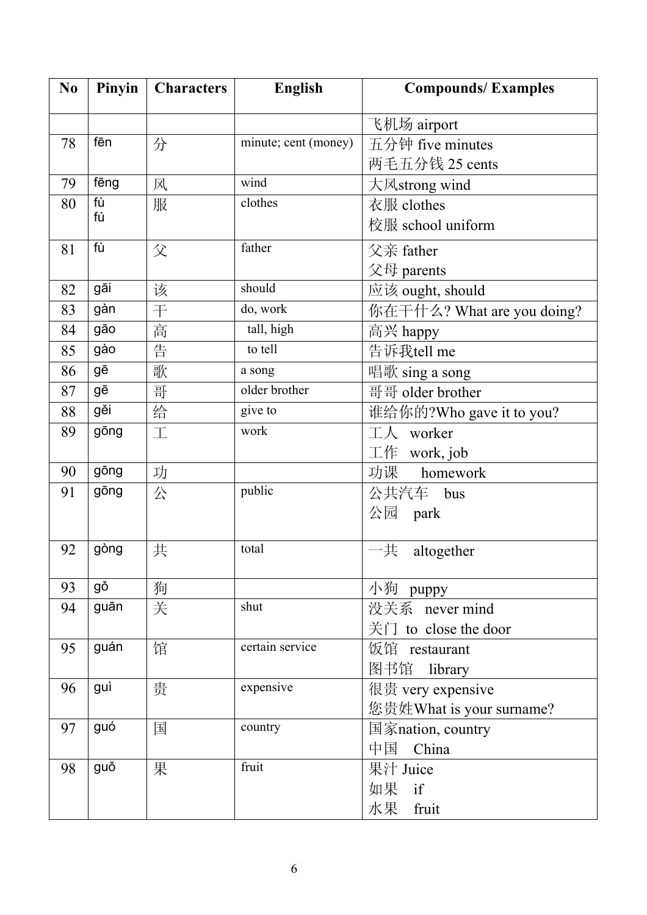| No | Pinyin | Characters | English | Compounds/ Examples |
|---|---|---|---|---|
| | | | | 飞机场 airport |
| 78 | fēn | 分 | minute; cent (money) | 五分钟 five minutes<br>两毛五分钱 25 cents |
| 79 | fēng | 风 | wind | 大风strong wind |
| 80 | fù<br>fú | 服 | clothes | 衣服 clothes<br>校服 school uniform |
| 81 | fù | 父 | father | 父亲 father<br>父母 parents |
| 82 | gāi | 该 | should | 应该 ought, should |
| 83 | gàn | 干 | do, work | 你在干什么? What are you doing? |
| 84 | gāo | 高 | tall, high | 高兴 happy |
| 85 | gào | 告 | to tell | 告诉我tell me |
| 86 | gē | 歌 | a song | 唱歌 sing a song |
| 87 | gē | 哥 | older brother | 哥哥 older brother |
| 88 | gěi | 给 | give to | 谁给你的?Who gave it to you? |
| 89 | gōng | 工 | work | 工人 worker<br>工作 work, job |
| 90 | gōng | 功 | | 功课 homework |
| 91 | gōng | 公 | public | 公共汽车 bus<br>公园 park |
| 92 | gòng | 共 | total | 一共 altogether |
| 93 | gǒ | 狗 | | 小狗 puppy |
| 94 | guān | 关 | shut | 没关系 never mind<br>关门 to close the door |
| 95 | guán | 馆 | certain service | 饭馆 restaurant<br>图书馆 library |
| 96 | guì | 贵 | expensive | 很贵 very expensive<br>您贵姓What is your surname? |
| 97 | guó | 国 | country | 国家nation, country<br>中国 China |
| 98 | guǒ | 果 | fruit | 果汁 Juice<br>如果 if<br>水果 fruit |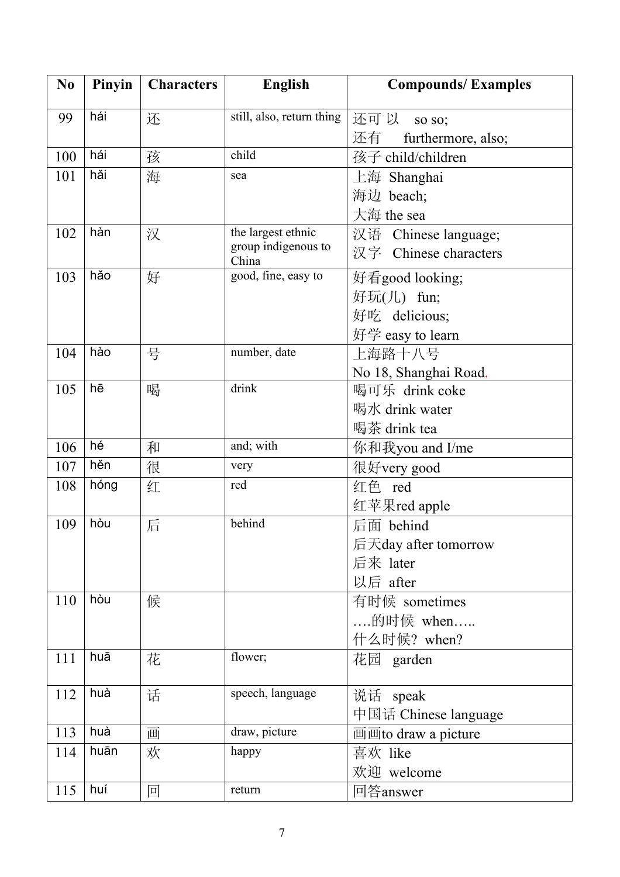| No | Pinyin | Characters | English | Compounds/ Examples |
|---|---|---|---|---|
| 99 | hái | 还 | still, also, return thing | 还可 以 so so;<br>还有 furthermore, also; |
| 100 | hái | 孩 | child | 孩子 child/children |
| 101 | hǎi | 海 | sea | 上海 Shanghai<br>海边 beach;<br>大海 the sea |
| 102 | hàn | 汉 | the largest ethnic group indigenous to China | 汉语 Chinese language;<br>汉字 Chinese characters |
| 103 | hǎo | 好 | good, fine, easy to | 好看good looking;<br>好玩(儿) fun;<br>好吃 delicious;<br>好学 easy to learn |
| 104 | hào | 号 | number, date | 上海路十八号<br>No 18, Shanghai Road. |
| 105 | hē | 喝 | drink | 喝可乐 drink coke<br>喝水 drink water<br>喝茶 drink tea |
| 106 | hé | 和 | and; with | 你和我you and I/me |
| 107 | hěn | 很 | very | 很好very good |
| 108 | hóng | 红 | red | 红色 red<br>红苹果red apple |
| 109 | hòu | 后 | behind | 后面 behind<br>后天day after tomorrow<br>后来 later<br>以后 after |
| 110 | hòu | 候 | | 有时候 sometimes<br>….的时候 when…..<br>什么时候? when? |
| 111 | huā | 花 | flower; | 花园 garden |
| 112 | huà | 话 | speech, language | 说话 speak<br>中国话 Chinese language |
| 113 | huà | 画 | draw, picture | 画画to draw a picture |
| 114 | huān | 欢 | happy | 喜欢 like<br>欢迎 welcome |
| 115 | huí | 回 | return | 回答answer |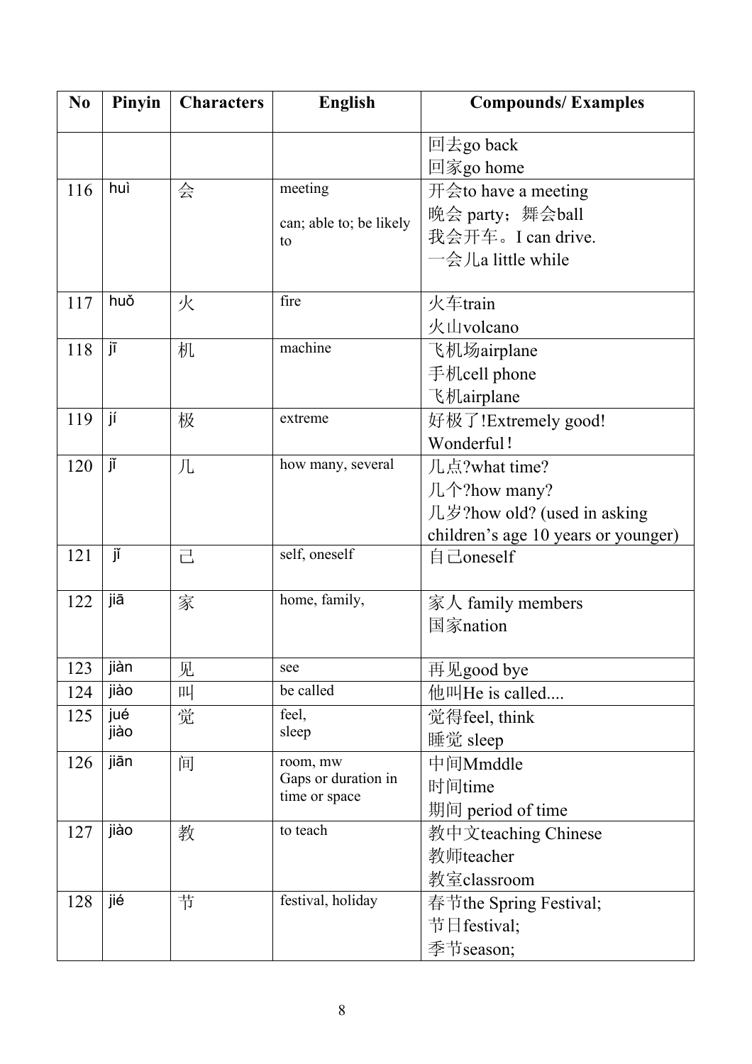| No | Pinyin | Characters | English | Compounds/ Examples |
|---|---|---|---|---|
| | | | | 回去go back<br>回家go home |
| 116 | huì | 会 | meeting<br><br>can; able to; be likely to | 开会to have a meeting<br>晚会 party；舞会ball<br>我会开车。I can drive.<br>一会儿a little while |
| 117 | huǒ | 火 | fire | 火车train<br>火山volcano |
| 118 | jī | 机 | machine | 飞机场airplane<br>手机cell phone<br>飞机airplane |
| 119 | jí | 极 | extreme | 好极了!Extremely good! Wonderful！ |
| 120 | jǐ | 几 | how many, several | 几点?what time?<br>几个?how many?<br>几岁?how old? (used in asking children's age 10 years or younger) |
| 121 | jǐ | 己 | self, oneself | 自己oneself |
| 122 | jiā | 家 | home, family, | 家人 family members<br>国家nation |
| 123 | jiàn | 见 | see | 再见good bye |
| 124 | jiào | 叫 | be called | 他叫He is called.... |
| 125 | jué<br>jiào | 觉 | feel,<br>sleep | 觉得feel, think<br>睡觉 sleep |
| 126 | jiān | 间 | room, mw<br>Gaps or duration in time or space | 中间Mmddle<br>时间time<br>期间 period of time |
| 127 | jiào | 教 | to teach | 教中文teaching Chinese<br>教师teacher<br>教室classroom |
| 128 | jié | 节 | festival, holiday | 春节the Spring Festival;<br>节日festival;<br>季节season; |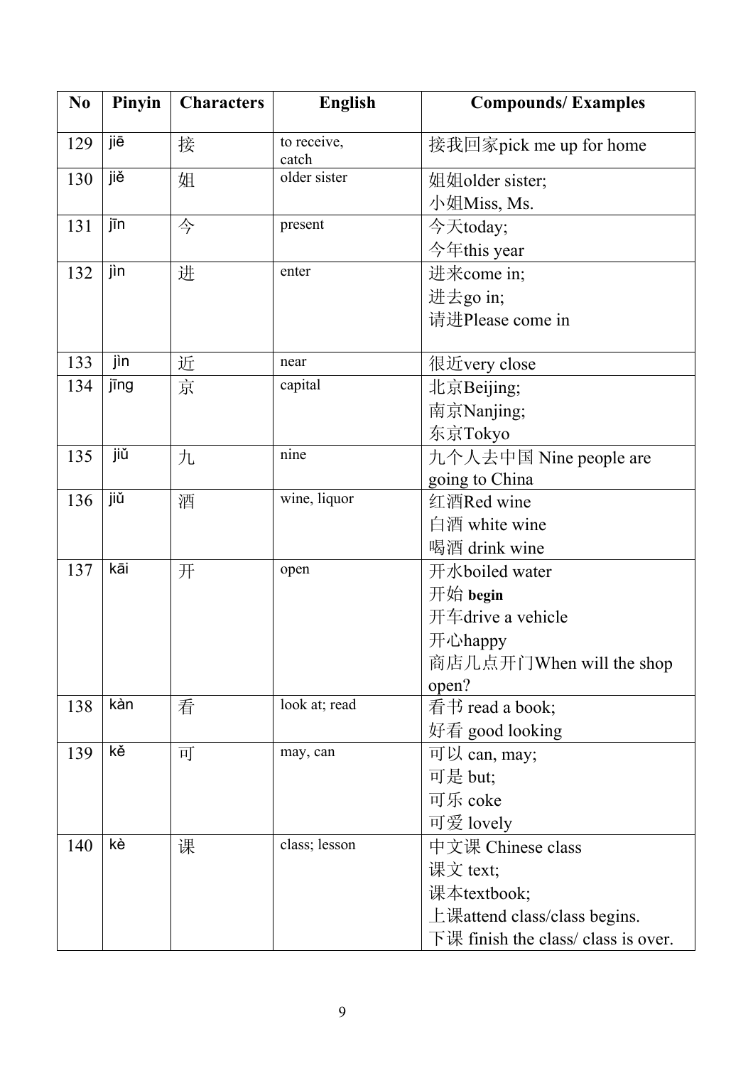| No | Pinyin | Characters | English | Compounds/ Examples |
|---|---|---|---|---|
| 129 | jiē | 接 | to receive, catch | 接我回家pick me up for home |
| 130 | jiě | 姐 | older sister | 姐姐older sister;<br>小姐Miss, Ms. |
| 131 | jīn | 今 | present | 今天today;<br>今年this year |
| 132 | jìn | 进 | enter | 进来come in;<br>进去go in;<br>请进Please come in |
| 133 | jìn | 近 | near | 很近very close |
| 134 | jīng | 京 | capital | 北京Beijing;<br>南京Nanjing;<br>东京Tokyo |
| 135 | jiǔ | 九 | nine | 九个人去中国 Nine people are going to China |
| 136 | jiǔ | 酒 | wine, liquor | 红酒Red wine<br>白酒 white wine<br>喝酒 drink wine |
| 137 | kāi | 开 | open | 开水boiled water<br>开始 **begin**<br>开车drive a vehicle<br>开心happy<br>商店几点开门When will the shop open? |
| 138 | kàn | 看 | look at; read | 看书 read a book;<br>好看 good looking |
| 139 | kě | 可 | may, can | 可以 can, may;<br>可是 but;<br>可乐 coke<br>可爱 lovely |
| 140 | kè | 课 | class; lesson | 中文课 Chinese class<br>课文 text;<br>课本textbook;<br>上课attend class/class begins.<br>下课 finish the class/ class is over. |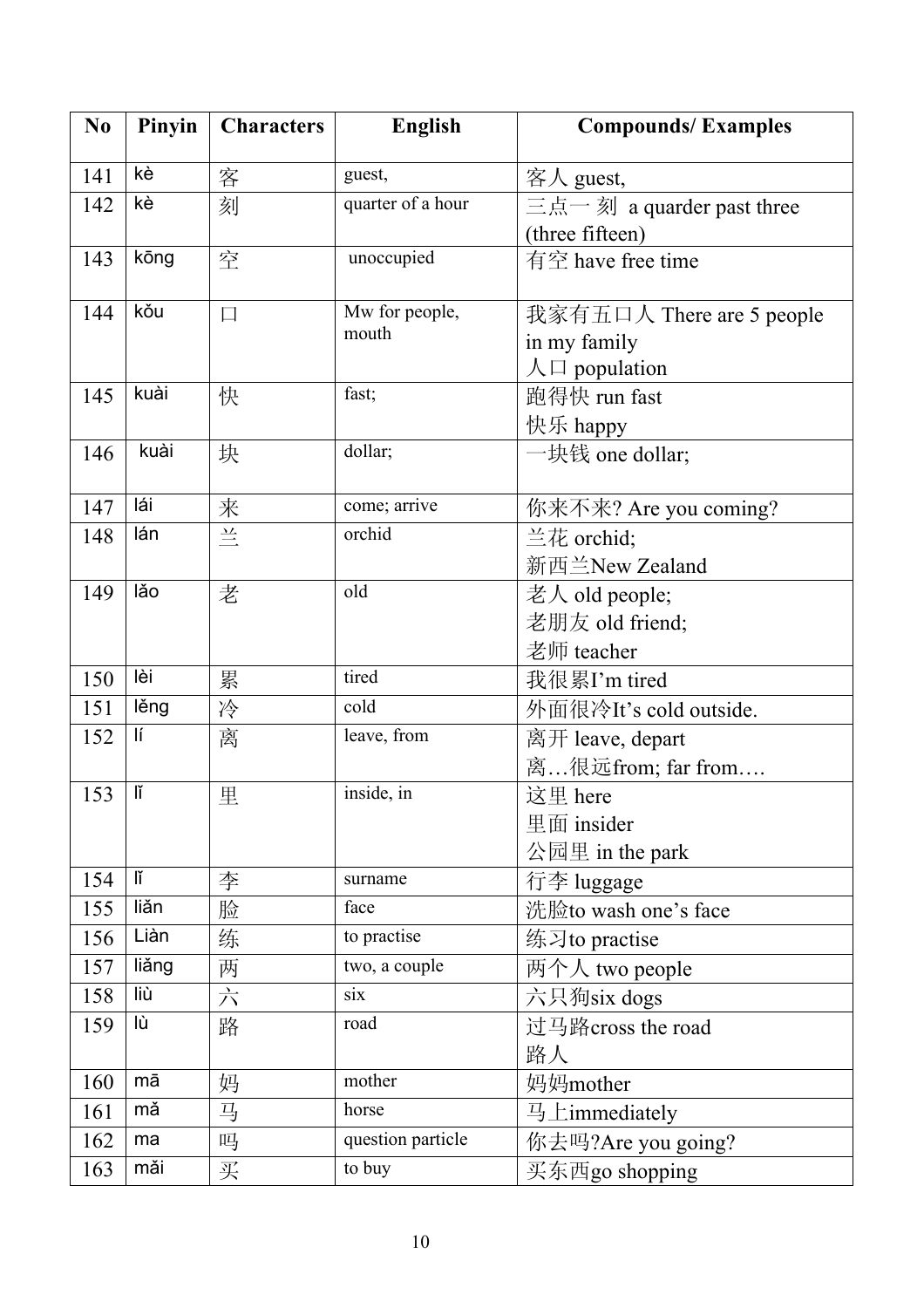| No | Pinyin | Characters | English | Compounds/ Examples |
|---|---|---|---|---|
| 141 | kè | 客 | guest, | 客人 guest, |
| 142 | kè | 刻 | quarter of a hour | 三点一 刻 a quarder past three (three fifteen) |
| 143 | kōng | 空 | unoccupied | 有空 have free time |
| 144 | kǒu | 口 | Mw for people, mouth | 我家有五口人 There are 5 people in my family<br>人口 population |
| 145 | kuài | 快 | fast; | 跑得快 run fast<br>快乐 happy |
| 146 | kuài | 块 | dollar; | 一块钱 one dollar; |
| 147 | lái | 来 | come; arrive | 你来不来? Are you coming? |
| 148 | lán | 兰 | orchid | 兰花 orchid;<br>新西兰New Zealand |
| 149 | lǎo | 老 | old | 老人 old people;<br>老朋友 old friend;<br>老师 teacher |
| 150 | lèi | 累 | tired | 我很累I'm tired |
| 151 | lěng | 冷 | cold | 外面很冷It's cold outside. |
| 152 | lí | 离 | leave, from | 离开 leave, depart<br>离…很远from; far from…. |
| 153 | lǐ | 里 | inside, in | 这里 here<br>里面 insider<br>公园里 in the park |
| 154 | lǐ | 李 | surname | 行李 luggage |
| 155 | liǎn | 脸 | face | 洗脸to wash one's face |
| 156 | Liàn | 练 | to practise | 练习to practise |
| 157 | liǎng | 两 | two, a couple | 两个人 two people |
| 158 | liù | 六 | six | 六只狗six dogs |
| 159 | lù | 路 | road | 过马路cross the road<br>路人 |
| 160 | mā | 妈 | mother | 妈妈mother |
| 161 | mǎ | 马 | horse | 马上immediately |
| 162 | ma | 吗 | question particle | 你去吗?Are you going? |
| 163 | mǎi | 买 | to buy | 买东西go shopping |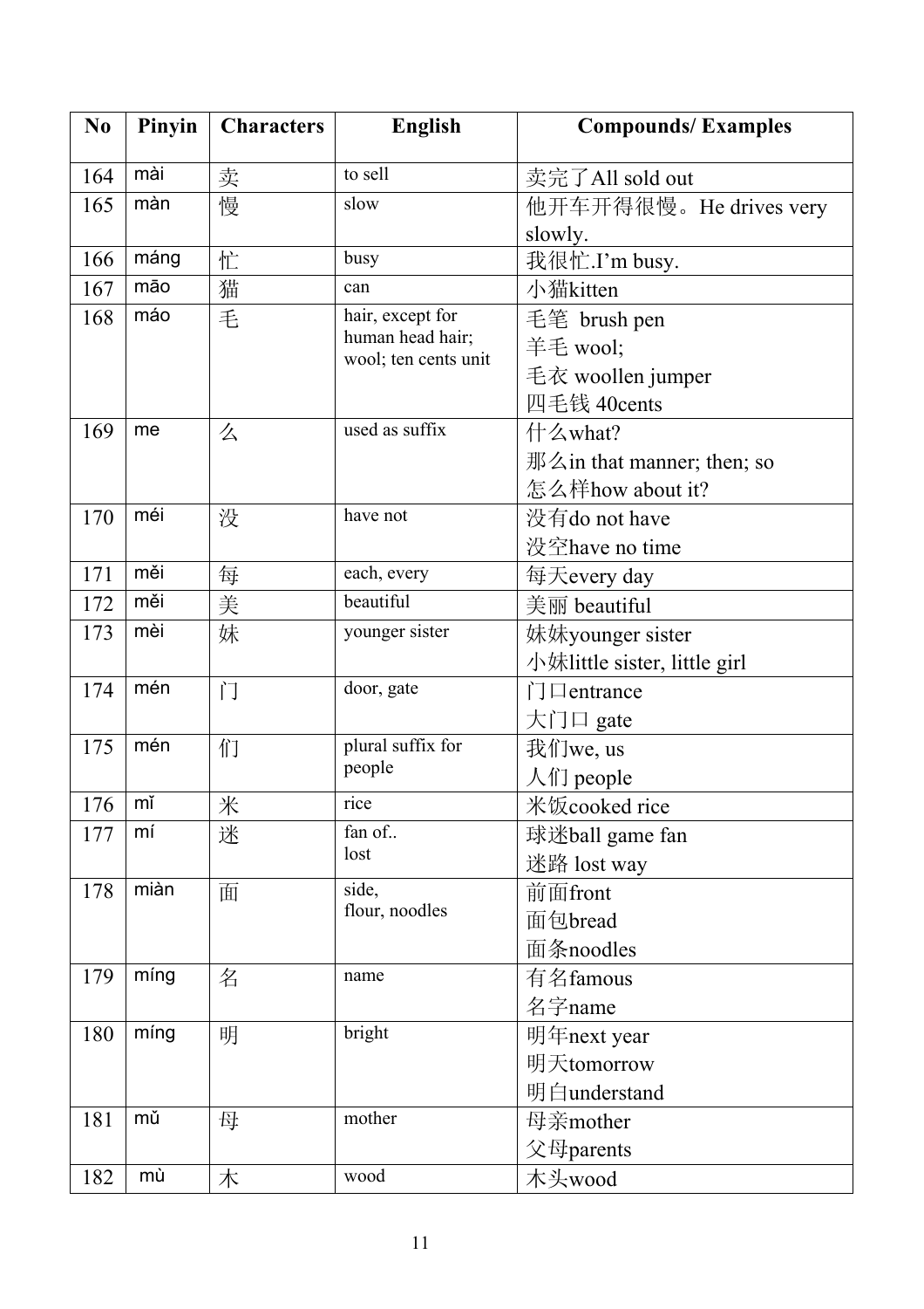| No | Pinyin | Characters | English | Compounds/ Examples |
|---|---|---|---|---|
| 164 | mài | 卖 | to sell | 卖完了All sold out |
| 165 | màn | 慢 | slow | 他开车开得很慢。He drives very slowly. |
| 166 | máng | 忙 | busy | 我很忙.I'm busy. |
| 167 | māo | 猫 | can | 小猫kitten |
| 168 | máo | 毛 | hair, except for human head hair; wool; ten cents unit | 毛笔 brush pen<br>羊毛 wool;<br>毛衣 woollen jumper<br>四毛钱 40cents |
| 169 | me | 么 | used as suffix | 什么what?<br>那么in that manner; then; so<br>怎么样how about it? |
| 170 | méi | 没 | have not | 没有do not have<br>没空have no time |
| 171 | měi | 每 | each, every | 每天every day |
| 172 | měi | 美 | beautiful | 美丽 beautiful |
| 173 | mèi | 妹 | younger sister | 妹妹younger sister<br>小妹little sister, little girl |
| 174 | mén | 门 | door, gate | 门口entrance<br>大门口 gate |
| 175 | mén | 们 | plural suffix for people | 我们we, us<br>人们 people |
| 176 | mǐ | 米 | rice | 米饭cooked rice |
| 177 | mí | 迷 | fan of..<br>lost | 球迷ball game fan<br>迷路 lost way |
| 178 | miàn | 面 | side,<br>flour, noodles | 前面front<br>面包bread<br>面条noodles |
| 179 | míng | 名 | name | 有名famous<br>名字name |
| 180 | míng | 明 | bright | 明年next year<br>明天tomorrow<br>明白understand |
| 181 | mǔ | 母 | mother | 母亲mother<br>父母parents |
| 182 | mù | 木 | wood | 木头wood |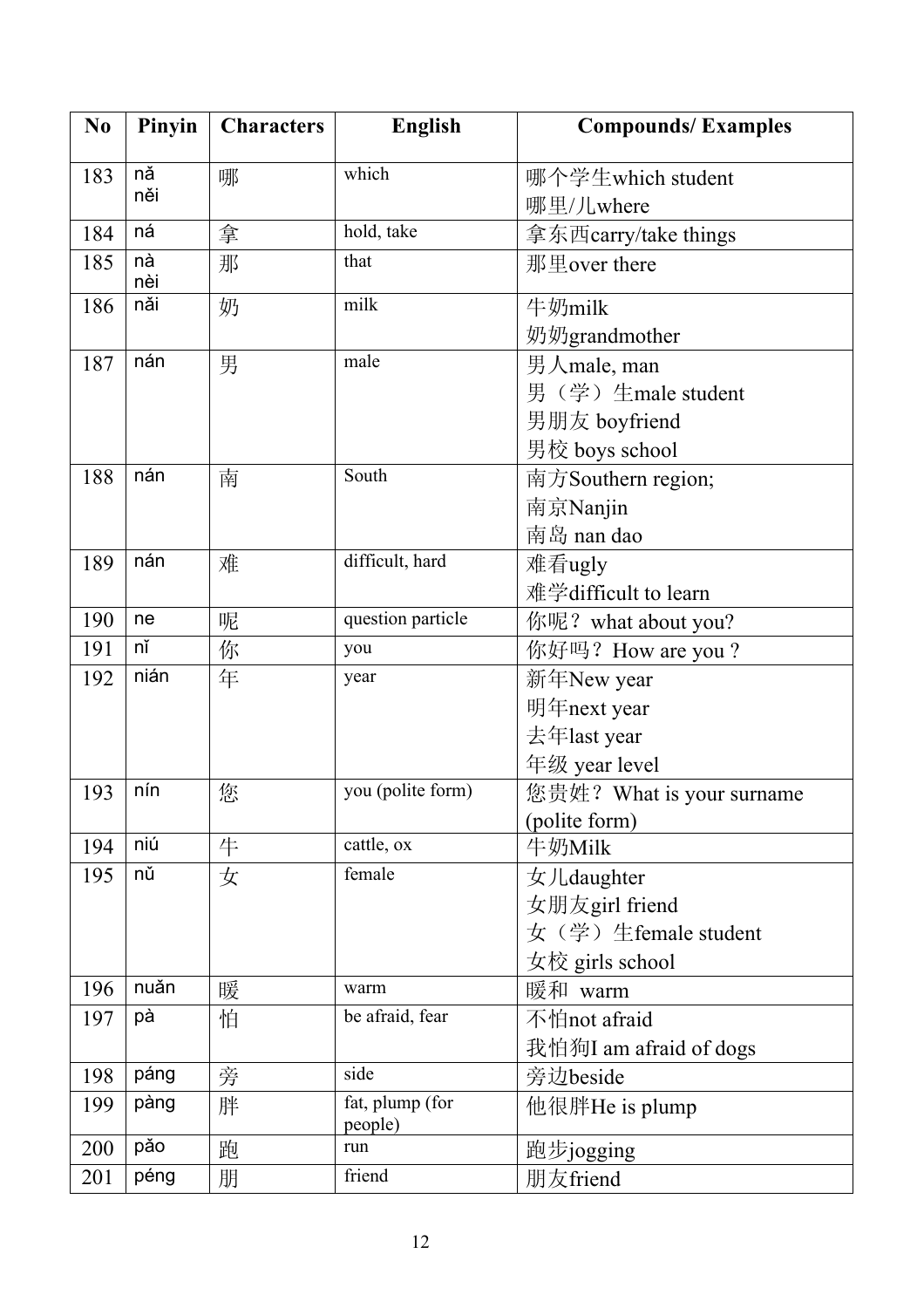| No | Pinyin | Characters | English | Compounds/ Examples |
|---|---|---|---|---|
| 183 | nǎ<br>něi | 哪 | which | 哪个学生which student<br>哪里/儿where |
| 184 | ná | 拿 | hold, take | 拿东西carry/take things |
| 185 | nà<br>nèi | 那 | that | 那里over there |
| 186 | nǎi | 奶 | milk | 牛奶milk<br>奶奶grandmother |
| 187 | nán | 男 | male | 男人male, man<br>男（学）生male student<br>男朋友 boyfriend<br>男校 boys school |
| 188 | nán | 南 | South | 南方Southern region;<br>南京Nanjin<br>南岛 nan dao |
| 189 | nán | 难 | difficult, hard | 难看ugly<br>难学difficult to learn |
| 190 | ne | 呢 | question particle | 你呢？ what about you? |
| 191 | nǐ | 你 | you | 你好吗？ How are you ? |
| 192 | nián | 年 | year | 新年New year<br>明年next year<br>去年last year<br>年级 year level |
| 193 | nín | 您 | you (polite form) | 您贵姓？ What is your surname (polite form) |
| 194 | niú | 牛 | cattle, ox | 牛奶Milk |
| 195 | nǚ | 女 | female | 女儿daughter<br>女朋友girl friend<br>女（学）生female student<br>女校 girls school |
| 196 | nuǎn | 暖 | warm | 暖和 warm |
| 197 | pà | 怕 | be afraid, fear | 不怕not afraid<br>我怕狗I am afraid of dogs |
| 198 | páng | 旁 | side | 旁边beside |
| 199 | pàng | 胖 | fat, plump (for people) | 他很胖He is plump |
| 200 | pǎo | 跑 | run | 跑步jogging |
| 201 | péng | 朋 | friend | 朋友friend |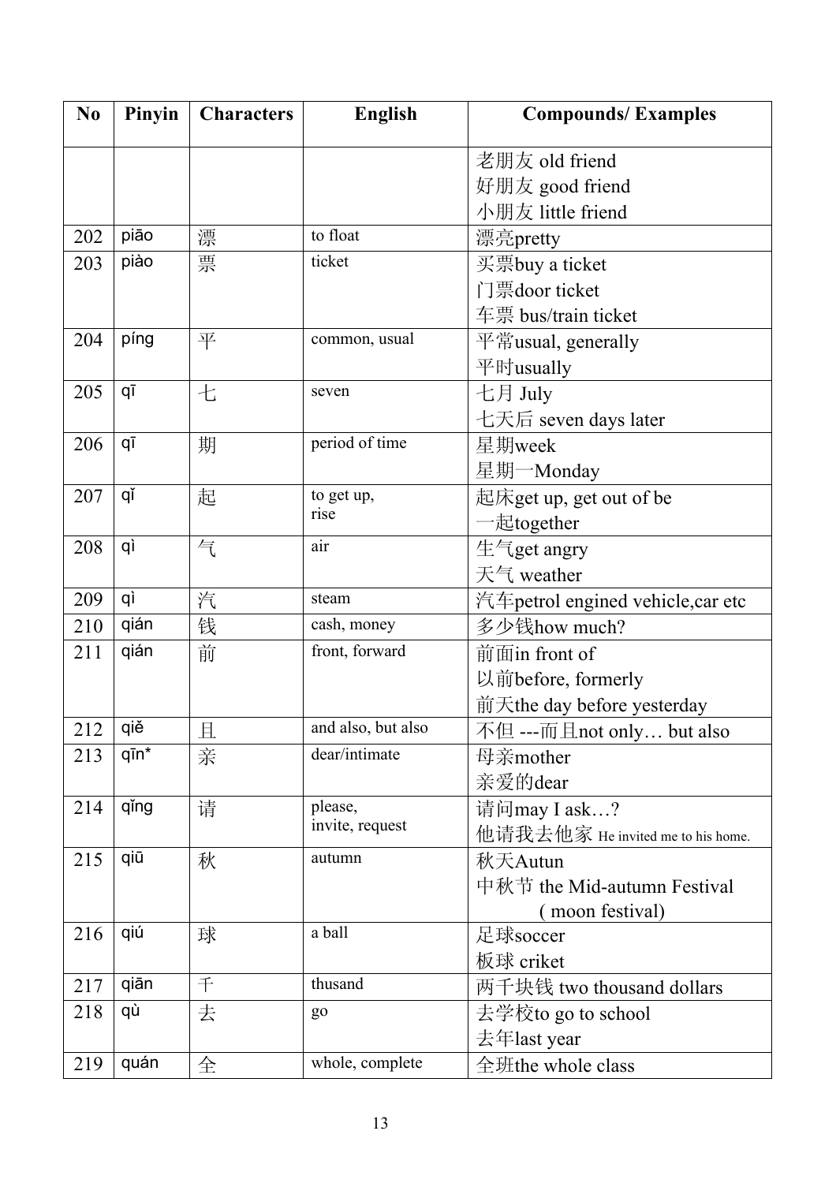| No | Pinyin | Characters | English | Compounds/ Examples |
|---|---|---|---|---|
| | | | | 老朋友 old friend<br>好朋友 good friend<br>小朋友 little friend |
| 202 | piāo | 漂 | to float | 漂亮pretty |
| 203 | piào | 票 | ticket | 买票buy a ticket<br>门票door ticket<br>车票 bus/train ticket |
| 204 | píng | 平 | common, usual | 平常usual, generally<br>平时usually |
| 205 | qī | 七 | seven | 七月 July<br>七天后 seven days later |
| 206 | qī | 期 | period of time | 星期week<br>星期一Monday |
| 207 | qǐ | 起 | to get up, rise | 起床get up, get out of be<br>一起together |
| 208 | qì | 气 | air | 生气get angry<br>天气 weather |
| 209 | qì | 汽 | steam | 汽车petrol engined vehicle,car etc |
| 210 | qián | 钱 | cash, money | 多少钱how much? |
| 211 | qián | 前 | front, forward | 前面in front of<br>以前before, formerly<br>前天the day before yesterday |
| 212 | qiě | 且 | and also, but also | 不但 ---而且not only… but also |
| 213 | qīn* | 亲 | dear/intimate | 母亲mother<br>亲爱的dear |
| 214 | qǐng | 请 | please, invite, request | 请问may I ask…?<br>他请我去他家 He invited me to his home. |
| 215 | qiū | 秋 | autumn | 秋天Autun<br>中秋节 the Mid-autumn Festival ( moon festival) |
| 216 | qiú | 球 | a ball | 足球soccer<br>板球 criket |
| 217 | qiān | 千 | thusand | 两千块钱 two thousand dollars |
| 218 | qù | 去 | go | 去学校to go to school<br>去年last year |
| 219 | quán | 全 | whole, complete | 全班the whole class |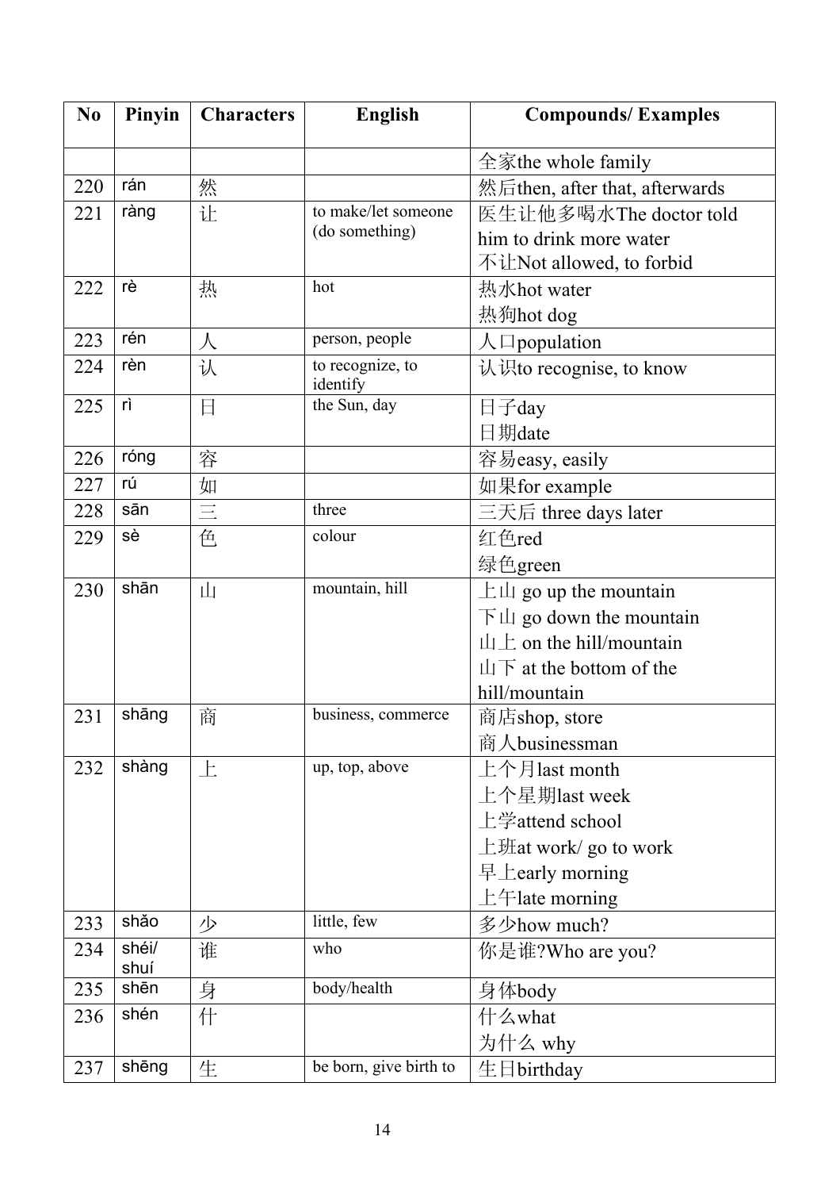| No | Pinyin | Characters | English | Compounds/ Examples |
|---|---|---|---|---|
| | | | | 全家the whole family |
| 220 | rán | 然 | | 然后then, after that, afterwards |
| 221 | ràng | 让 | to make/let someone (do something) | 医生让他多喝水The doctor told him to drink more water<br>不让Not allowed, to forbid |
| 222 | rè | 热 | hot | 热水hot water<br>热狗hot dog |
| 223 | rén | 人 | person, people | 人口population |
| 224 | rèn | 认 | to recognize, to identify | 认识to recognise, to know |
| 225 | rì | 日 | the Sun, day | 日子day<br>日期date |
| 226 | róng | 容 | | 容易easy, easily |
| 227 | rú | 如 | | 如果for example |
| 228 | sān | 三 | three | 三天后 three days later |
| 229 | sè | 色 | colour | 红色red<br>绿色green |
| 230 | shān | 山 | mountain, hill | 上山 go up the mountain<br>下山 go down the mountain<br>山上 on the hill/mountain<br>山下 at the bottom of the hill/mountain |
| 231 | shāng | 商 | business, commerce | 商店shop, store<br>商人businessman |
| 232 | shàng | 上 | up, top, above | 上个月last month<br>上个星期last week<br>上学attend school<br>上班at work/ go to work<br>早上early morning<br>上午late morning |
| 233 | shǎo | 少 | little, few | 多少how much? |
| 234 | shéi/ shuí | 谁 | who | 你是谁?Who are you? |
| 235 | shēn | 身 | body/health | 身体body |
| 236 | shén | 什 | | 什么what<br>为什么 why |
| 237 | shēng | 生 | be born, give birth to | 生日birthday |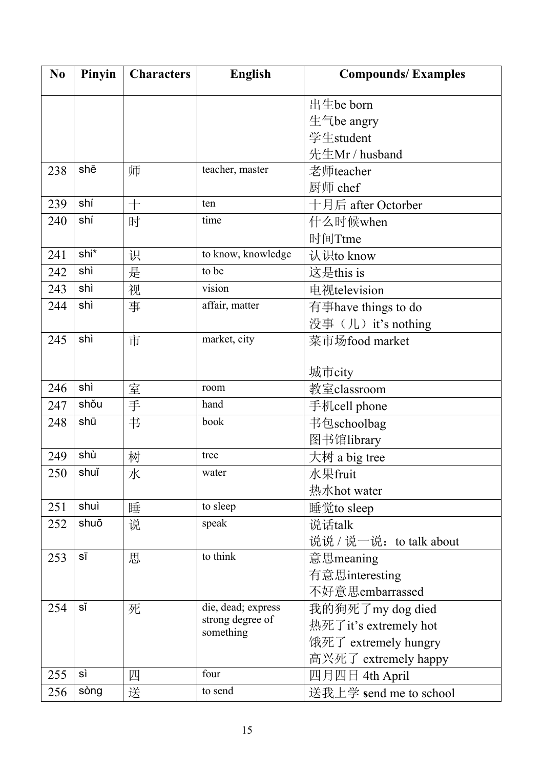| No | Pinyin | Characters | English | Compounds/ Examples |
|---|---|---|---|---|
| | | | | 出生be born<br>生气be angry<br>学生student<br>先生Mr / husband |
| 238 | shē | 师 | teacher, master | 老师teacher<br>厨师 chef |
| 239 | shí | 十 | ten | 十月后 after Octorber |
| 240 | shí | 时 | time | 什么时候when<br>时间Ttme |
| 241 | shi* | 识 | to know, knowledge | 认识to know |
| 242 | shì | 是 | to be | 这是this is |
| 243 | shì | 视 | vision | 电视television |
| 244 | shì | 事 | affair, matter | 有事have things to do<br>没事（儿）it's nothing |
| 245 | shì | 市 | market, city | 菜市场food market<br><br>城市city |
| 246 | shì | 室 | room | 教室classroom |
| 247 | shǒu | 手 | hand | 手机cell phone |
| 248 | shū | 书 | book | 书包schoolbag<br>图书馆library |
| 249 | shù | 树 | tree | 大树 a big tree |
| 250 | shuǐ | 水 | water | 水果fruit<br>热水hot water |
| 251 | shuì | 睡 | to sleep | 睡觉to sleep |
| 252 | shuō | 说 | speak | 说话talk<br>说说 / 说一说：to talk about |
| 253 | sī | 思 | to think | 意思meaning<br>有意思interesting<br>不好意思embarrassed |
| 254 | sǐ | 死 | die, dead; express strong degree of something | 我的狗死了my dog died<br>热死了it's extremely hot<br>饿死了 extremely hungry<br>高兴死了 extremely happy |
| 255 | sì | 四 | four | 四月四日 4th April |
| 256 | sòng | 送 | to send | 送我上学 send me to school |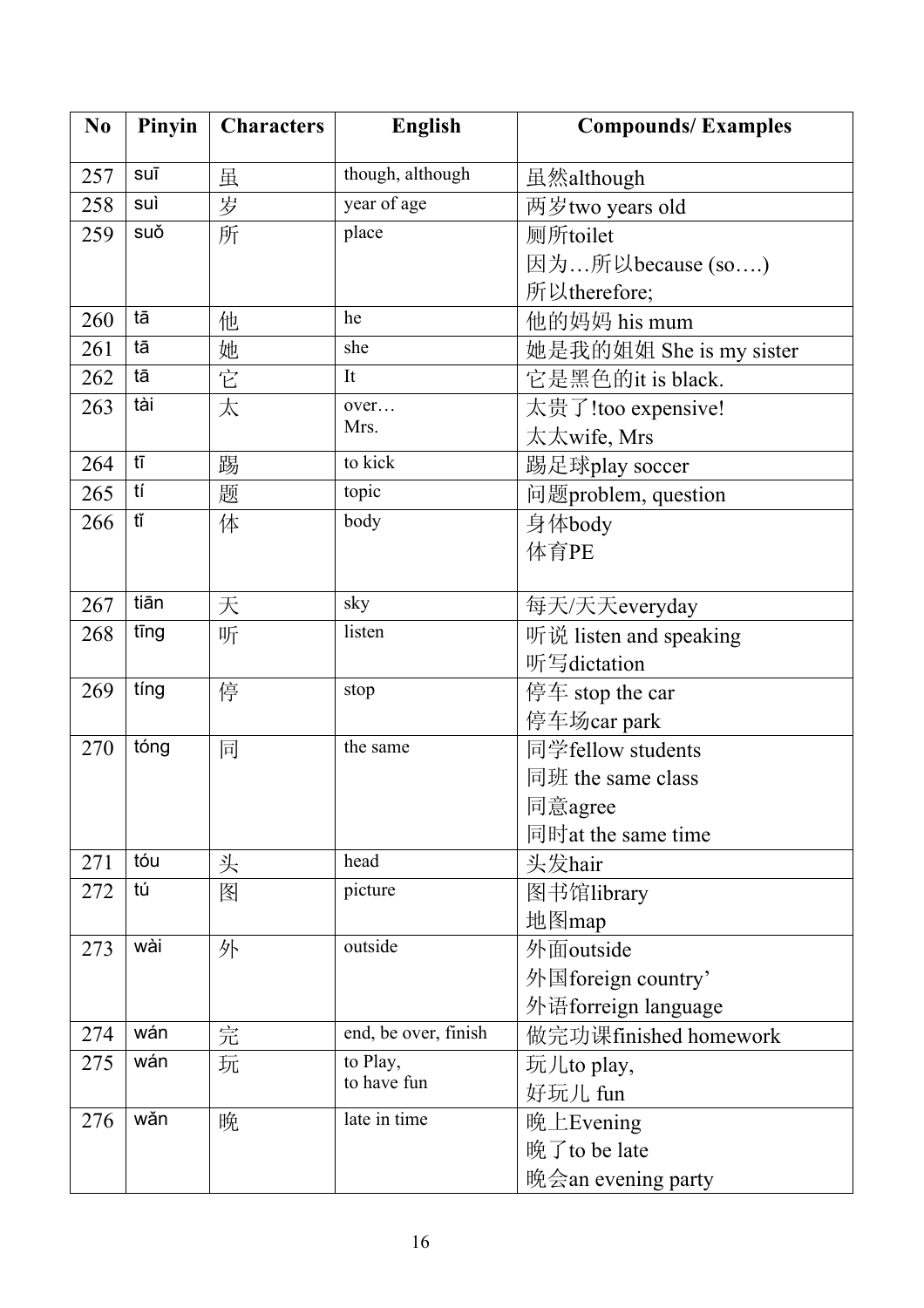| No | Pinyin | Characters | English | Compounds/ Examples |
|---|---|---|---|---|
| 257 | suī | 虽 | though, although | 虽然although |
| 258 | suì | 岁 | year of age | 两岁two years old |
| 259 | suǒ | 所 | place | 厕所toilet<br>因为…所以because (so….)<br>所以therefore; |
| 260 | tā | 他 | he | 他的妈妈 his mum |
| 261 | tā | 她 | she | 她是我的姐姐 She is my sister |
| 262 | tā | 它 | It | 它是黑色的it is black. |
| 263 | tài | 太 | over…<br>Mrs. | 太贵了!too expensive!<br>太太wife, Mrs |
| 264 | tī | 踢 | to kick | 踢足球play soccer |
| 265 | tí | 题 | topic | 问题problem, question |
| 266 | tǐ | 体 | body | 身体body<br>体育PE |
| 267 | tiān | 天 | sky | 每天/天天everyday |
| 268 | tīng | 听 | listen | 听说 listen and speaking<br>听写dictation |
| 269 | tíng | 停 | stop | 停车 stop the car<br>停车场car park |
| 270 | tóng | 同 | the same | 同学fellow students<br>同班 the same class<br>同意agree<br>同时at the same time |
| 271 | tóu | 头 | head | 头发hair |
| 272 | tú | 图 | picture | 图书馆library<br>地图map |
| 273 | wài | 外 | outside | 外面outside<br>外国foreign country'<br>外语forreign language |
| 274 | wán | 完 | end, be over, finish | 做完功课finished homework |
| 275 | wán | 玩 | to Play,<br>to have fun | 玩儿to play,<br>好玩儿 fun |
| 276 | wǎn | 晚 | late in time | 晚上Evening<br>晚了to be late<br>晚会an evening party |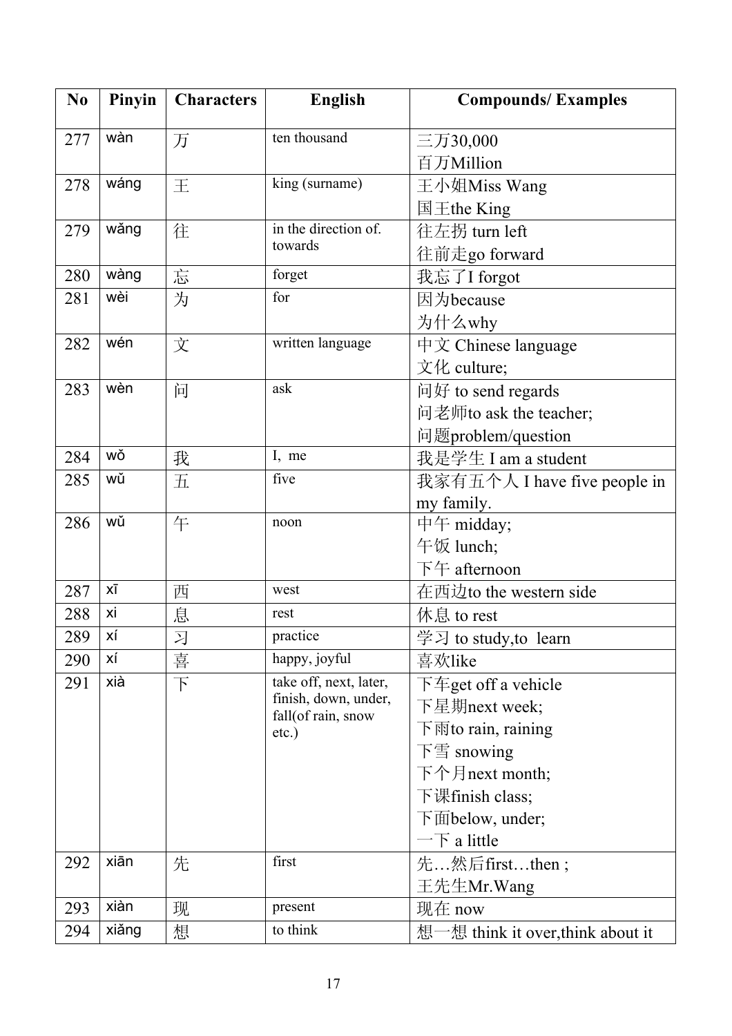| No | Pinyin | Characters | English | Compounds/ Examples |
|---|---|---|---|---|
| 277 | wàn | 万 | ten thousand | 三万30,000<br>百万Million |
| 278 | wáng | 王 | king (surname) | 王小姐Miss Wang<br>国王the King |
| 279 | wǎng | 往 | in the direction of. towards | 往左拐 turn left<br>往前走go forward |
| 280 | wàng | 忘 | forget | 我忘了I forgot |
| 281 | wèi | 为 | for | 因为because<br>为什么why |
| 282 | wén | 文 | written language | 中文 Chinese language<br>文化 culture; |
| 283 | wèn | 问 | ask | 问好 to send regards<br>问老师to ask the teacher;<br>问题problem/question |
| 284 | wǒ | 我 | I, me | 我是学生 I am a student |
| 285 | wǔ | 五 | five | 我家有五个人 I have five people in my family. |
| 286 | wǔ | 午 | noon | 中午 midday;<br>午饭 lunch;<br>下午 afternoon |
| 287 | xī | 西 | west | 在西边to the western side |
| 288 | xi | 息 | rest | 休息 to rest |
| 289 | xí | 习 | practice | 学习 to study,to learn |
| 290 | xí | 喜 | happy, joyful | 喜欢like |
| 291 | xià | 下 | take off, next, later, finish, down, under, fall(of rain, snow etc.) | 下车get off a vehicle<br>下星期next week;<br>下雨to rain, raining<br>下雪 snowing<br>下个月next month;<br>下课finish class;<br>下面below, under;<br>一下 a little |
| 292 | xiān | 先 | first | 先…然后first…then ;<br>王先生Mr.Wang |
| 293 | xiàn | 现 | present | 现在 now |
| 294 | xiǎng | 想 | to think | 想一想 think it over,think about it |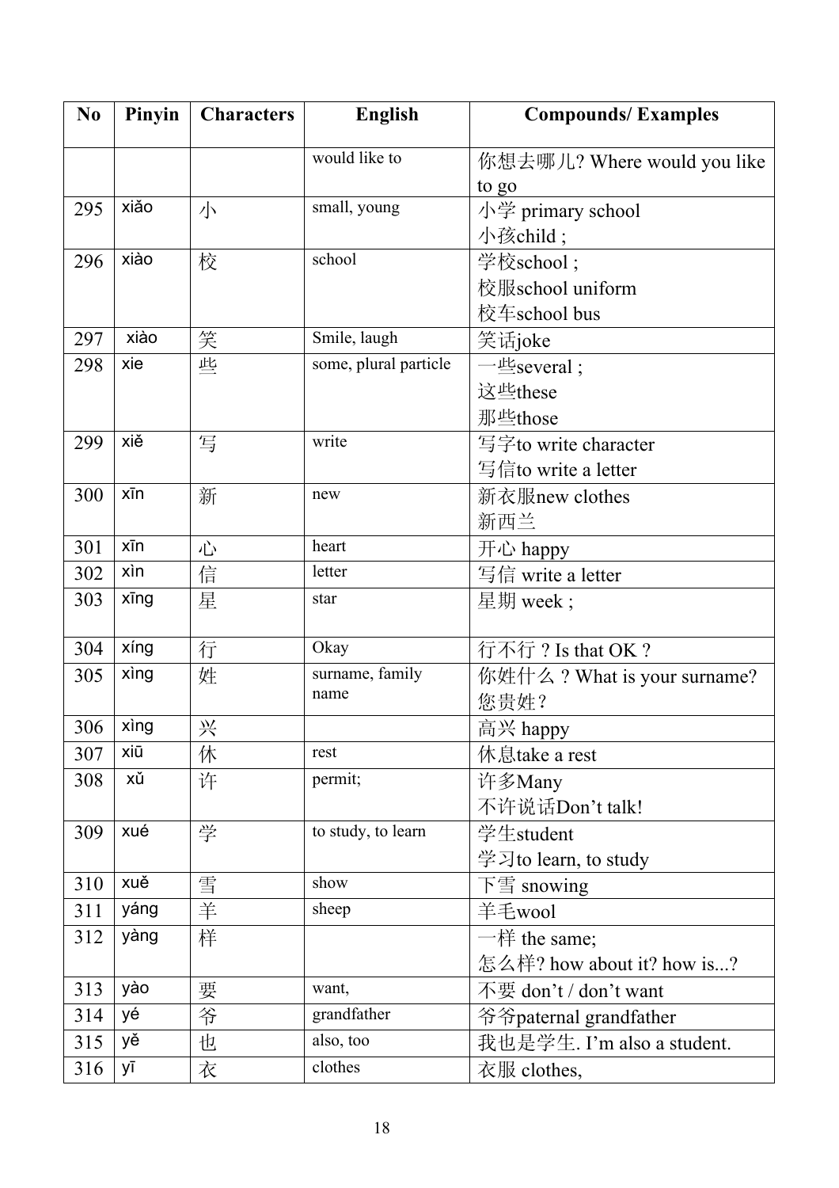| No | Pinyin | Characters | English | Compounds/ Examples |
|---|---|---|---|---|
| | | | would like to | 你想去哪儿? Where would you like to go |
| 295 | xiǎo | 小 | small, young | 小学 primary school<br>小孩child ; |
| 296 | xiào | 校 | school | 学校school ;<br>校服school uniform<br>校车school bus |
| 297 | xiào | 笑 | Smile, laugh | 笑话joke |
| 298 | xie | 些 | some, plural particle | 一些several ;<br>这些these<br>那些those |
| 299 | xiě | 写 | write | 写字to write character<br>写信to write a letter |
| 300 | xīn | 新 | new | 新衣服new clothes<br>新西兰 |
| 301 | xīn | 心 | heart | 开心 happy |
| 302 | xìn | 信 | letter | 写信 write a letter |
| 303 | xīng | 星 | star | 星期 week ; |
| 304 | xíng | 行 | Okay | 行不行 ? Is that OK ? |
| 305 | xìng | 姓 | surname, family name | 你姓什么 ? What is your surname?<br>您贵姓? |
| 306 | xìng | 兴 | | 高兴 happy |
| 307 | xiū | 休 | rest | 休息take a rest |
| 308 | xǔ | 许 | permit; | 许多Many<br>不许说话Don't talk! |
| 309 | xué | 学 | to study, to learn | 学生student<br>学习to learn, to study |
| 310 | xuě | 雪 | show | 下雪 snowing |
| 311 | yáng | 羊 | sheep | 羊毛wool |
| 312 | yàng | 样 | | 一样 the same;<br>怎么样? how about it? how is...? |
| 313 | yào | 要 | want, | 不要 don't / don't want |
| 314 | yé | 爷 | grandfather | 爷爷paternal grandfather |
| 315 | yě | 也 | also, too | 我也是学生. I'm also a student. |
| 316 | yī | 衣 | clothes | 衣服 clothes, |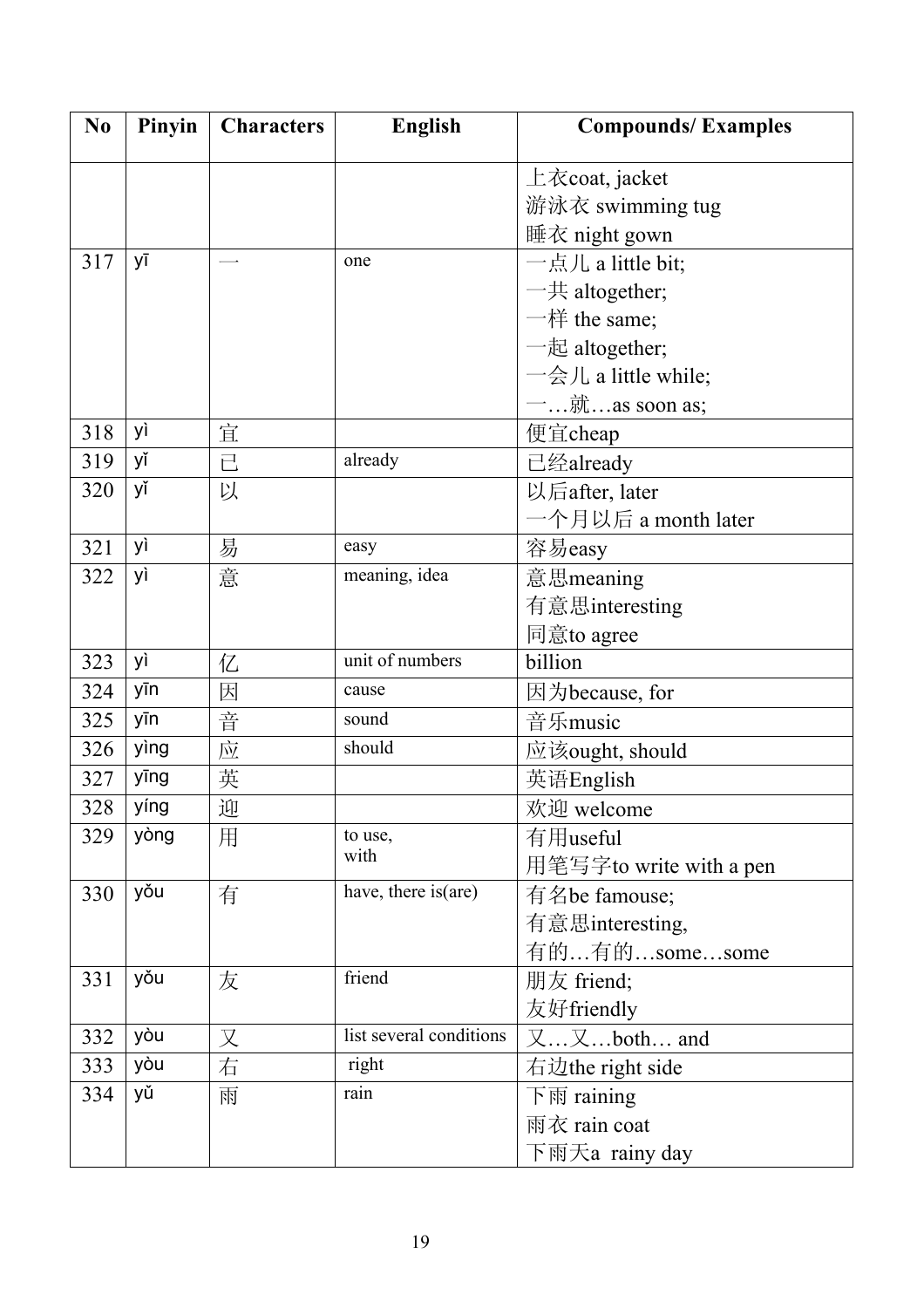| No | Pinyin | Characters | English | Compounds/ Examples |
|---|---|---|---|---|
| | | | | 上衣coat, jacket<br>游泳衣 swimming tug<br>睡衣 night gown |
| 317 | yī | 一 | one | 一点儿 a little bit;<br>一共 altogether;<br>一样 the same;<br>一起 altogether;<br>一会儿 a little while;<br>一…就…as soon as; |
| 318 | yì | 宜 | | 便宜cheap |
| 319 | yǐ | 已 | already | 已经already |
| 320 | yǐ | 以 | | 以后after, later<br>一个月以后 a month later |
| 321 | yì | 易 | easy | 容易easy |
| 322 | yì | 意 | meaning, idea | 意思meaning<br>有意思interesting<br>同意to agree |
| 323 | yì | 亿 | unit of numbers | billion |
| 324 | yīn | 因 | cause | 因为because, for |
| 325 | yīn | 音 | sound | 音乐music |
| 326 | yìng | 应 | should | 应该ought, should |
| 327 | yīng | 英 | | 英语English |
| 328 | yíng | 迎 | | 欢迎 welcome |
| 329 | yòng | 用 | to use,<br>with | 有用useful<br>用笔写字to write with a pen |
| 330 | yǒu | 有 | have, there is(are) | 有名be famous;<br>有意思interesting,<br>有的…有的…some…some |
| 331 | yǒu | 友 | friend | 朋友 friend;<br>友好friendly |
| 332 | yòu | 又 | list several conditions | 又…又…both… and |
| 333 | yòu | 右 | right | 右边the right side |
| 334 | yǔ | 雨 | rain | 下雨 raining<br>雨衣 rain coat<br>下雨天a rainy day |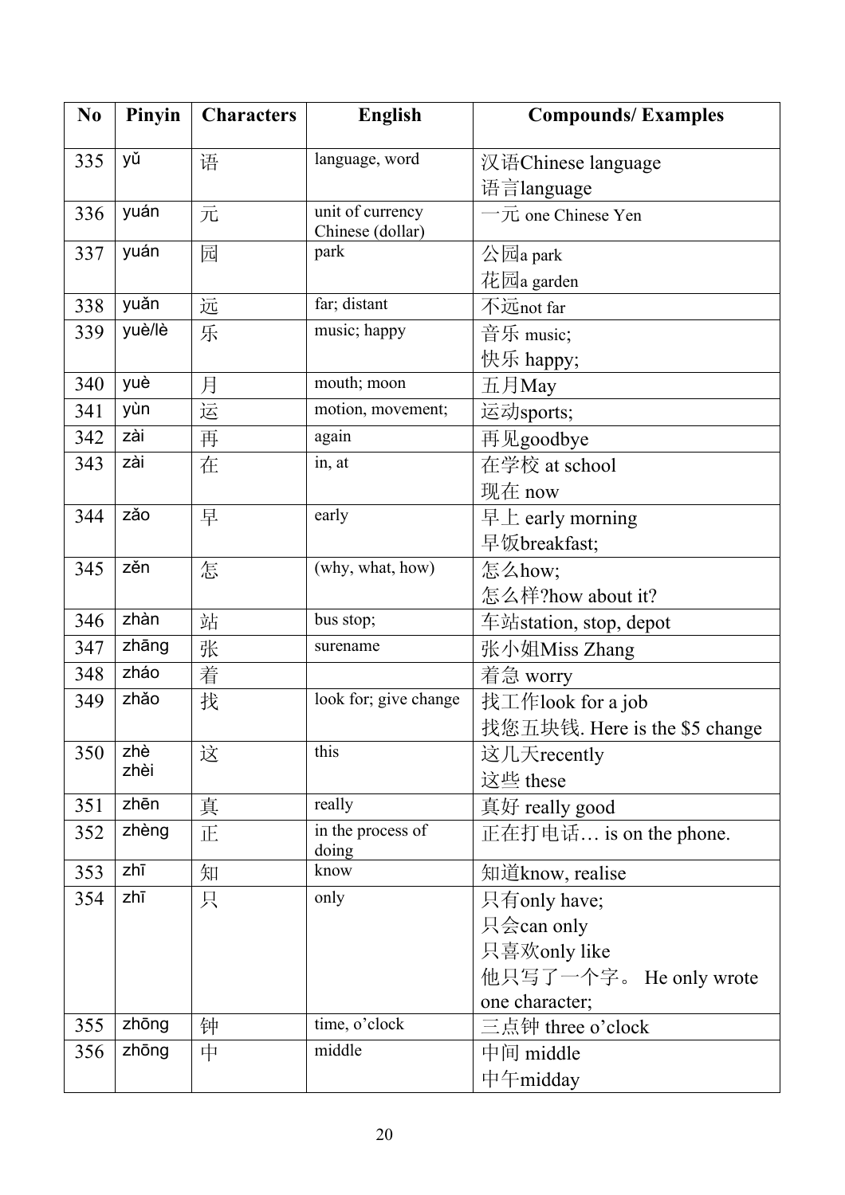| No | Pinyin | Characters | English | Compounds/ Examples |
|---|---|---|---|---|
| 335 | yǔ | 语 | language, word | 汉语Chinese language<br>语言language |
| 336 | yuán | 元 | unit of currency Chinese (dollar) | 一元 one Chinese Yen |
| 337 | yuán | 园 | park | 公园a park<br>花园a garden |
| 338 | yuǎn | 远 | far; distant | 不远not far |
| 339 | yuè/lè | 乐 | music; happy | 音乐 music;<br>快乐 happy; |
| 340 | yuè | 月 | mouth; moon | 五月May |
| 341 | yùn | 运 | motion, movement; | 运动sports; |
| 342 | zài | 再 | again | 再见goodbye |
| 343 | zài | 在 | in, at | 在学校 at school<br>现在 now |
| 344 | zǎo | 早 | early | 早上 early morning<br>早饭breakfast; |
| 345 | zěn | 怎 | (why, what, how) | 怎么how;<br>怎么样?how about it? |
| 346 | zhàn | 站 | bus stop; | 车站station, stop, depot |
| 347 | zhāng | 张 | surename | 张小姐Miss Zhang |
| 348 | zháo | 着 | | 着急 worry |
| 349 | zhǎo | 找 | look for; give change | 找工作look for a job<br>找您五块钱. Here is the $5 change |
| 350 | zhè<br>zhèi | 这 | this | 这几天recently<br>这些 these |
| 351 | zhēn | 真 | really | 真好 really good |
| 352 | zhèng | 正 | in the process of doing | 正在打电话… is on the phone. |
| 353 | zhī | 知 | know | 知道know, realise |
| 354 | zhī | 只 | only | 只有only have;<br>只会can only<br>只喜欢only like<br>他只写了一个字。 He only wrote one character; |
| 355 | zhōng | 钟 | time, o'clock | 三点钟 three o'clock |
| 356 | zhōng | 中 | middle | 中间 middle<br>中午midday |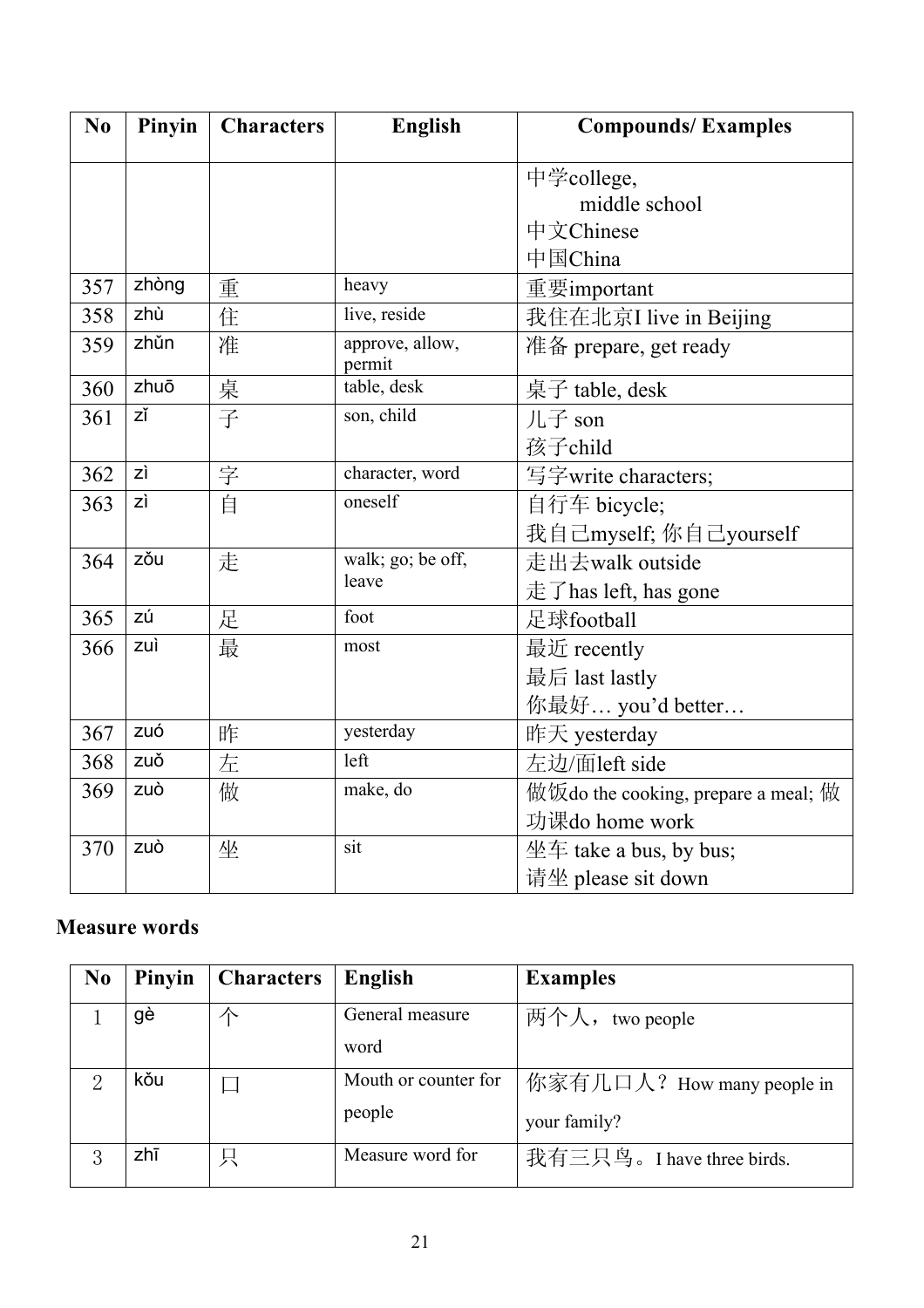| No | Pinyin | Characters | English | Compounds/ Examples |
|---|---|---|---|---|
| | | | | 中学college, middle school<br>中文Chinese<br>中国China |
| 357 | zhòng | 重 | heavy | 重要important |
| 358 | zhù | 住 | live, reside | 我住在北京I live in Beijing |
| 359 | zhǔn | 准 | approve, allow, permit | 准备 prepare, get ready |
| 360 | zhuō | 桌 | table, desk | 桌子 table, desk |
| 361 | zǐ | 子 | son, child | 儿子 son<br>孩子child |
| 362 | zì | 字 | character, word | 写字write characters; |
| 363 | zì | 自 | oneself | 自行车 bicycle;<br>我自己myself; 你自己yourself |
| 364 | zǒu | 走 | walk; go; be off, leave | 走出去walk outside<br>走了has left, has gone |
| 365 | zú | 足 | foot | 足球football |
| 366 | zuì | 最 | most | 最近 recently<br>最后 last lastly<br>你最好… you'd better… |
| 367 | zuó | 昨 | yesterday | 昨天 yesterday |
| 368 | zuǒ | 左 | left | 左边/面left side |
| 369 | zuò | 做 | make, do | 做饭do the cooking, prepare a meal; 做功课do home work |
| 370 | zuò | 坐 | sit | 坐车 take a bus, by bus;<br>请坐 please sit down |

**Measure words**

| No | Pinyin | Characters | English | Examples |
|---|---|---|---|---|
| 1 | gè | 个 | General measure word | 两个人， two people |
| 2 | kǒu | 口 | Mouth or counter for people | 你家有几口人？How many people in your family? |
| 3 | zhī | 只 | Measure word for | 我有三只鸟。I have three birds. |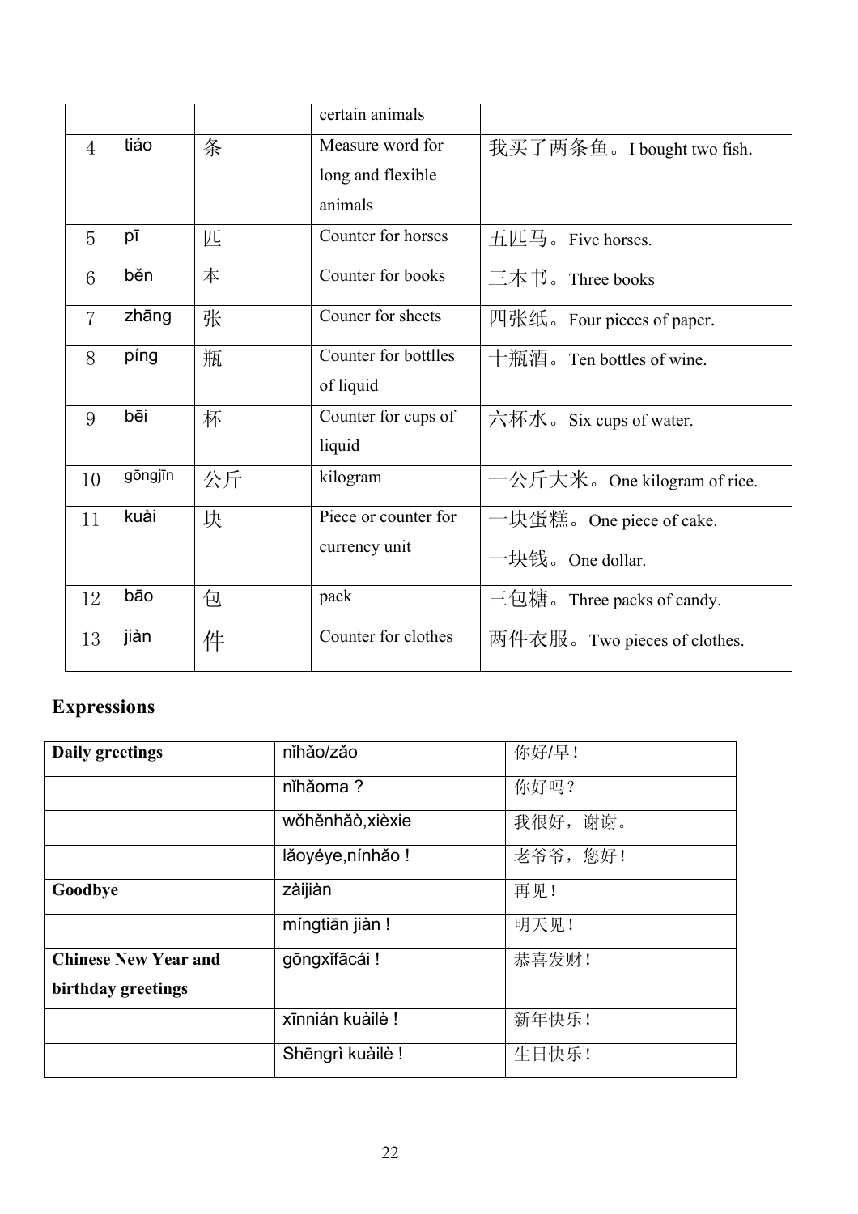| | | | certain animals | |
|---|---|---|---|---|
| 4 | tiáo | 条 | Measure word for long and flexible animals | 我买了两条鱼。I bought two fish. |
| 5 | pī | 匹 | Counter for horses | 五匹马。Five horses. |
| 6 | běn | 本 | Counter for books | 三本书。Three books |
| 7 | zhāng | 张 | Couner for sheets | 四张纸。Four pieces of paper. |
| 8 | píng | 瓶 | Counter for bottlles of liquid | 十瓶酒。Ten bottles of wine. |
| 9 | bēi | 杯 | Counter for cups of liquid | 六杯水。Six cups of water. |
| 10 | gōngjīn | 公斤 | kilogram | 一公斤大米。One kilogram of rice. |
| 11 | kuài | 块 | Piece or counter for currency unit | 一块蛋糕。One piece of cake.<br>一块钱。One dollar. |
| 12 | bāo | 包 | pack | 三包糖。Three packs of candy. |
| 13 | jiàn | 件 | Counter for clothes | 两件衣服。Two pieces of clothes. |

## Expressions

| **Daily greetings** | nǐhǎo/zǎo | 你好/早! |
|---|---|---|
| | nǐhǎoma? | 你好吗? |
| | wǒhěnhǎo,xièxie | 我很好，谢谢。 |
| | lǎoyéye,nínhǎo! | 老爷爷，您好! |
| **Goodbye** | zàijiàn | 再见! |
| | míngtiān jiàn! | 明天见! |
| **Chinese New Year and birthday greetings** | gōngxǐfācái! | 恭喜发财! |
| | xīnnián kuàilè! | 新年快乐! |
| | Shēngrì kuàilè! | 生日快乐! |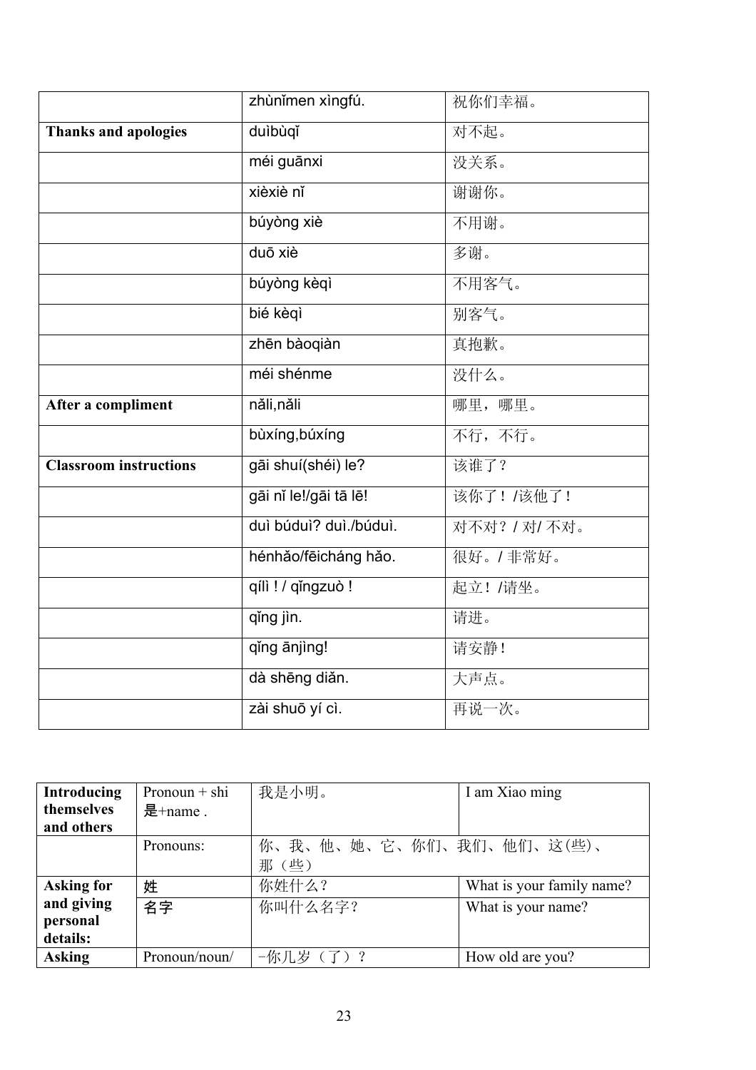| | | |
|---|---|---|
| | zhùnǐmen xìngfú. | 祝你们幸福。 |
| **Thanks and apologies** | duìbùqǐ | 对不起。 |
| | méi guānxi | 没关系。 |
| | xièxiè nǐ | 谢谢你。 |
| | búyòng xiè | 不用谢。 |
| | duō xiè | 多谢。 |
| | búyòng kèqì | 不用客气。 |
| | bié kèqì | 别客气。 |
| | zhēn bàoqiàn | 真抱歉。 |
| | méi shénme | 没什么。 |
| **After a compliment** | nǎli,nǎli | 哪里，哪里。 |
| | bùxíng,búxíng | 不行，不行。 |
| **Classroom instructions** | gāi shuí(shéi) le? | 该谁了？ |
| | gāi nǐ le!/gāi tā lē! | 该你了！/该他了！ |
| | duì búduì? duì./búduì. | 对不对？/ 对/ 不对。 |
| | hénhǎo/fēicháng hǎo. | 很好。/ 非常好。 |
| | qǐlì ! / qǐngzuò ! | 起立！/请坐。 |
| | qǐng jìn. | 请进。 |
| | qǐng ānjìng! | 请安静！ |
| | dà shēng diǎn. | 大声点。 |
| | zài shuō yí cì. | 再说一次。 |

| | | | |
|---|---|---|---|
| **Introducing themselves and others** | Pronoun + shi 是+name . | 我是小明。 | I am Xiao ming |
| | Pronouns: | 你、我、他、她、它、你们、我们、他们、这(些)、那（些） | |
| **Asking for and giving personal details:** | 姓 | 你姓什么？ | What is your family name? |
| | 名字 | 你叫什么名字？ | What is your name? |
| **Asking** | Pronoun/noun/ | -你几岁（了）？ | How old are you? |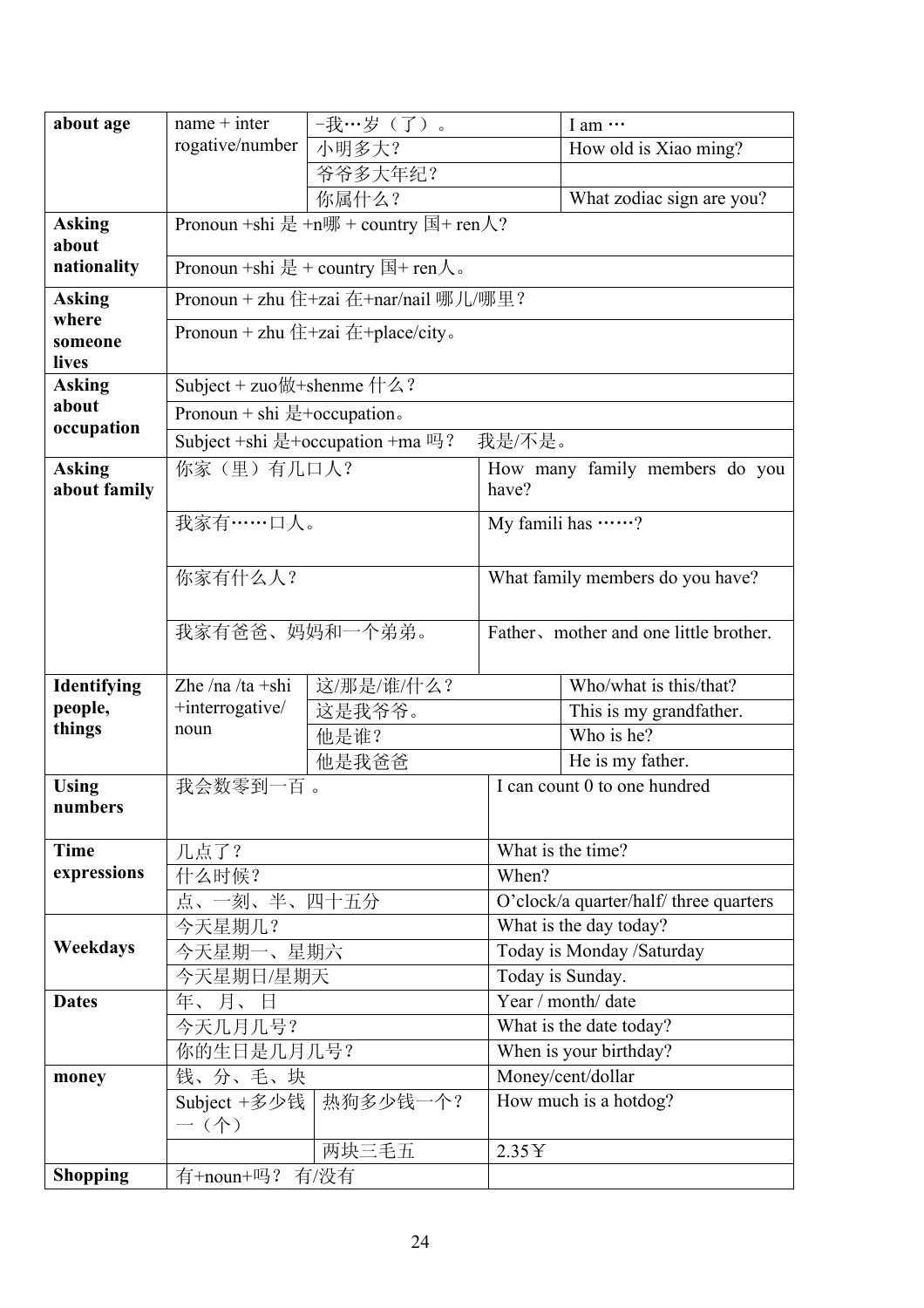| | | | |
|---|---|---|---|
| about age | name + inter rogative/number | -我…岁（了）。 | I am … |
| | | 小明多大？ | How old is Xiao ming? |
| | | 爷爷多大年纪？ | |
| | | 你属什么？ | What zodiac sign are you? |
| Asking about nationality | Pronoun +shi 是 +n哪 + country 国+ ren人? | | |
| | Pronoun +shi 是 + country 国+ ren人。 | | |
| Asking where someone lives | Pronoun + zhu 住+zai 在+nar/nail 哪儿/哪里？ | | |
| | Pronoun + zhu 住+zai 在+place/city。 | | |
| Asking about occupation | Subject + zuo做+shenme 什么？ | | |
| | Pronoun + shi 是+occupation。 | | |
| | Subject +shi 是+occupation +ma 吗？ 我是/不是。 | | |
| Asking about family | 你家（里）有几口人？ | | How many family members do you have? |
| | 我家有……口人。 | | My famili has ……? |
| | 你家有什么人？ | | What family members do you have? |
| | 我家有爸爸、妈妈和一个弟弟。 | | Father、mother and one little brother. |
| Identifying people, things | Zhe /na /ta +shi +interrogative/ noun | 这/那是/谁/什么？ | Who/what is this/that? |
| | | 这是我爷爷。 | This is my grandfather. |
| | | 他是谁？ | Who is he? |
| | | 他是我爸爸 | He is my father. |
| Using numbers | 我会数零到一百 。 | | I can count 0 to one hundred |
| Time expressions | 几点了？ | | What is the time? |
| | 什么时候？ | | When? |
| | 点、一刻、半、四十五分 | | O'clock/a quarter/half/ three quarters |
| Weekdays | 今天星期几？ | | What is the day today? |
| | 今天星期一、星期六 | | Today is Monday /Saturday |
| | 今天星期日/星期天 | | Today is Sunday. |
| Dates | 年、 月、 日 | | Year / month/ date |
| | 今天几月几号？ | | What is the date today? |
| | 你的生日是几月几号？ | | When is your birthday? |
| money | 钱、分、毛、块 | | Money/cent/dollar |
| | Subject +多少钱一（个） | 热狗多少钱一个？ | How much is a hotdog? |
| | | 两块三毛五 | 2.35￥ |
| Shopping | 有+noun+吗？ 有/没有 | | |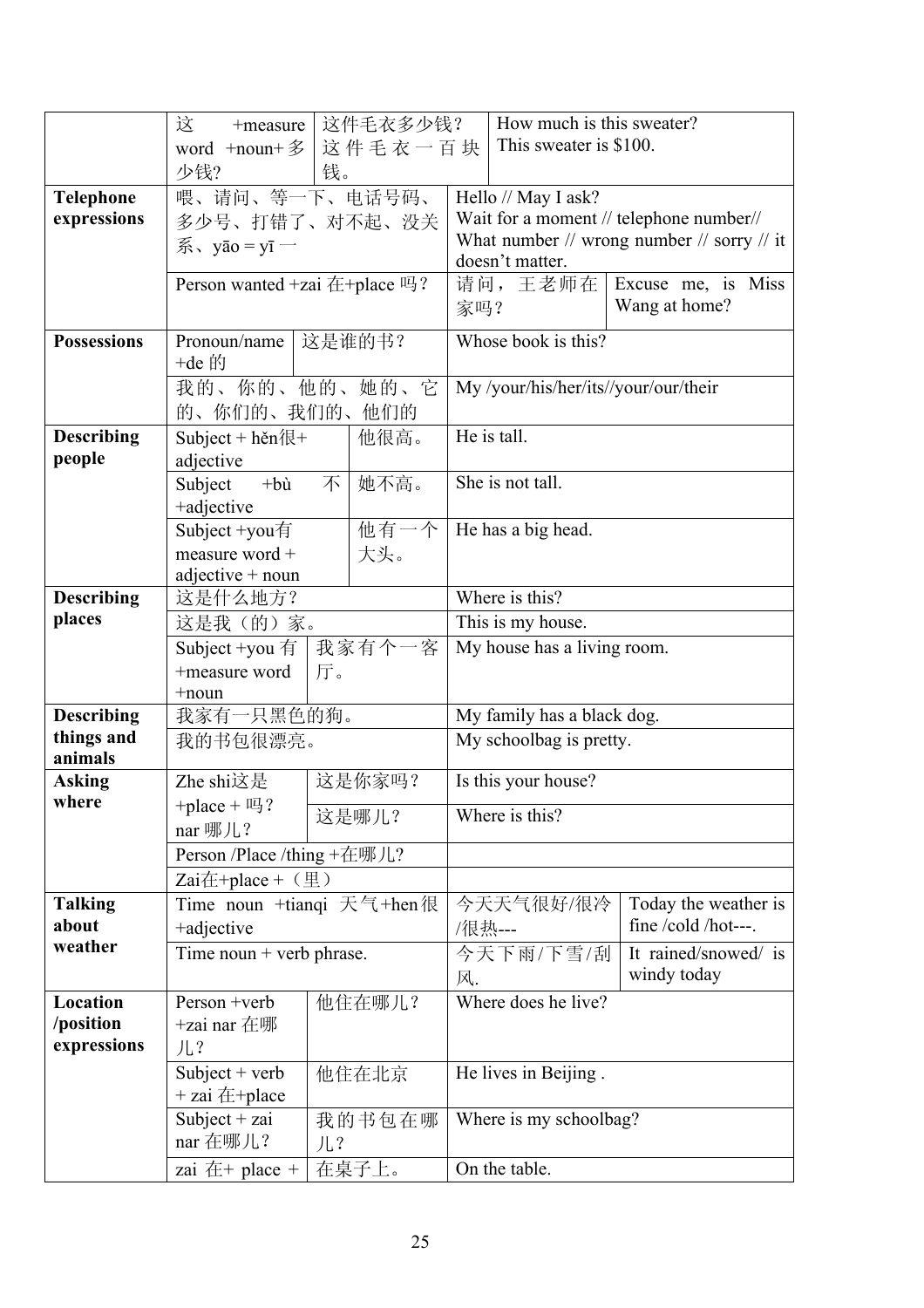| | | | | |
|---|---|---|---|---|
| | 这 +measure word +noun+ 多少钱? | 这件毛衣多少钱？这件毛衣一百块钱。 | How much is this sweater? This sweater is $100. | |
| **Telephone expressions** | 喂、请问、等一下、电话号码、多少号、打错了、对不起、没关系、yāo = yī 一 | | Hello // May I ask? Wait for a moment // telephone number// What number // wrong number // sorry // it doesn't matter. | |
| | Person wanted +zai 在+place 吗？ | | 请问，王老师在家吗？ | Excuse me, is Miss Wang at home? |
| **Possessions** | Pronoun/name +de 的 | 这是谁的书？ | Whose book is this? | |
| | 我的、你的、他的、她的、它的、你们的、我们的、他们的 | | My /your/his/her/its//your/our/their | |
| **Describing people** | Subject + hěn很+ adjective | 他很高。 | He is tall. | |
| | Subject +bù 不 +adjective | 她不高。 | She is not tall. | |
| | Subject +you有 measure word + adjective + noun | 他有一个大头。 | He has a big head. | |
| **Describing places** | 这是什么地方？ | | Where is this? | |
| | 这是我（的）家。 | | This is my house. | |
| | Subject +you 有 +measure word +noun | 我家有个一客厅。 | My house has a living room. | |
| **Describing things and animals** | 我家有一只黑色的狗。 | | My family has a black dog. | |
| | 我的书包很漂亮。 | | My schoolbag is pretty. | |
| **Asking where** | Zhe shi这是 +place + 吗？ nar 哪儿？ | 这是你家吗？ | Is this your house? | |
| | | 这是哪儿？ | Where is this? | |
| | Person /Place /thing +在哪儿? | | | |
| | Zai在+place +（里） | | | |
| **Talking about weather** | Time noun +tianqi 天气+hen很 +adjective | | 今天天气很好/很冷/很热--- | Today the weather is fine /cold /hot---. |
| | Time noun + verb phrase. | | 今天下雨/下雪/刮风. | It rained/snowed/ is windy today |
| **Location /position expressions** | Person +verb +zai nar 在哪儿？ | 他住在哪儿？ | Where does he live? | |
| | Subject + verb + zai 在+place | 他住在北京 | He lives in Beijing . | |
| | Subject + zai nar 在哪儿？ | 我的书包在哪儿？ | Where is my schoolbag? | |
| | zai 在+ place + | 在桌子上。 | On the table. | |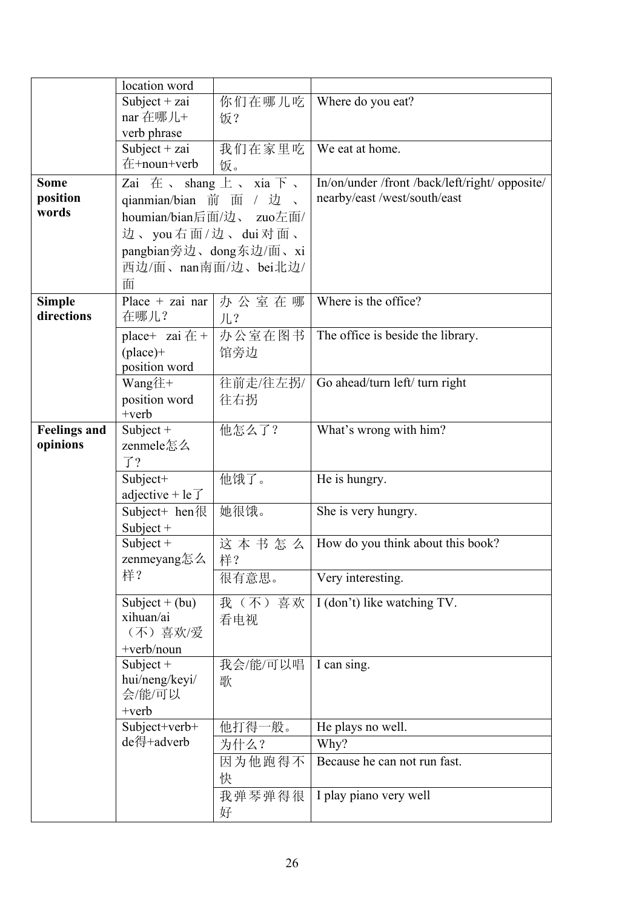| | | | |
|---|---|---|---|
| | location word | | |
| | Subject + zai nar 在哪儿+ verb phrase | 你们在哪儿吃饭？ | Where do you eat? |
| | Subject + zai 在+noun+verb | 我们在家里吃饭。 | We eat at home. |
| **Some position words** | Zai 在、shang 上、xia 下、qianmian/bian 前面/边、houmian/bian后面/边、zuo左面/边、you右面/边、dui对面、pangbian旁边、dong东边/面、xi西边/面、nan南面/边、bei北边/面 | | In/on/under /front /back/left/right/ opposite/ nearby/east /west/south/east |
| **Simple directions** | Place + zai nar 在哪儿？ | 办公室在哪儿？ | Where is the office? |
| | place+ zai 在 + (place)+ position word | 办公室在图书馆旁边 | The office is beside the library. |
| | Wang往+ position word +verb | 往前走/往左拐/往右拐 | Go ahead/turn left/ turn right |
| **Feelings and opinions** | Subject + zenmele怎么了？ | 他怎么了？ | What's wrong with him? |
| | Subject+ adjective + le了 | 他饿了。 | He is hungry. |
| | Subject+ hen很 Subject + | 她很饿。 | She is very hungry. |
| | Subject + zenmeyang怎么样？ | 这本书怎么样？ | How do you think about this book? |
| | | 很有意思。 | Very interesting. |
| | Subject + (bu) xihuan/ai（不）喜欢/爱 +verb/noun | 我（不）喜欢看电视 | I (don't) like watching TV. |
| | Subject + hui/neng/keyi/会/能/可以 +verb | 我会/能/可以唱歌 | I can sing. |
| | Subject+verb+ de得+adverb | 他打得一般。 | He plays no well. |
| | | 为什么？ | Why? |
| | | 因为他跑得不快 | Because he can not run fast. |
| | | 我弹琴弹得很好 | I play piano very well |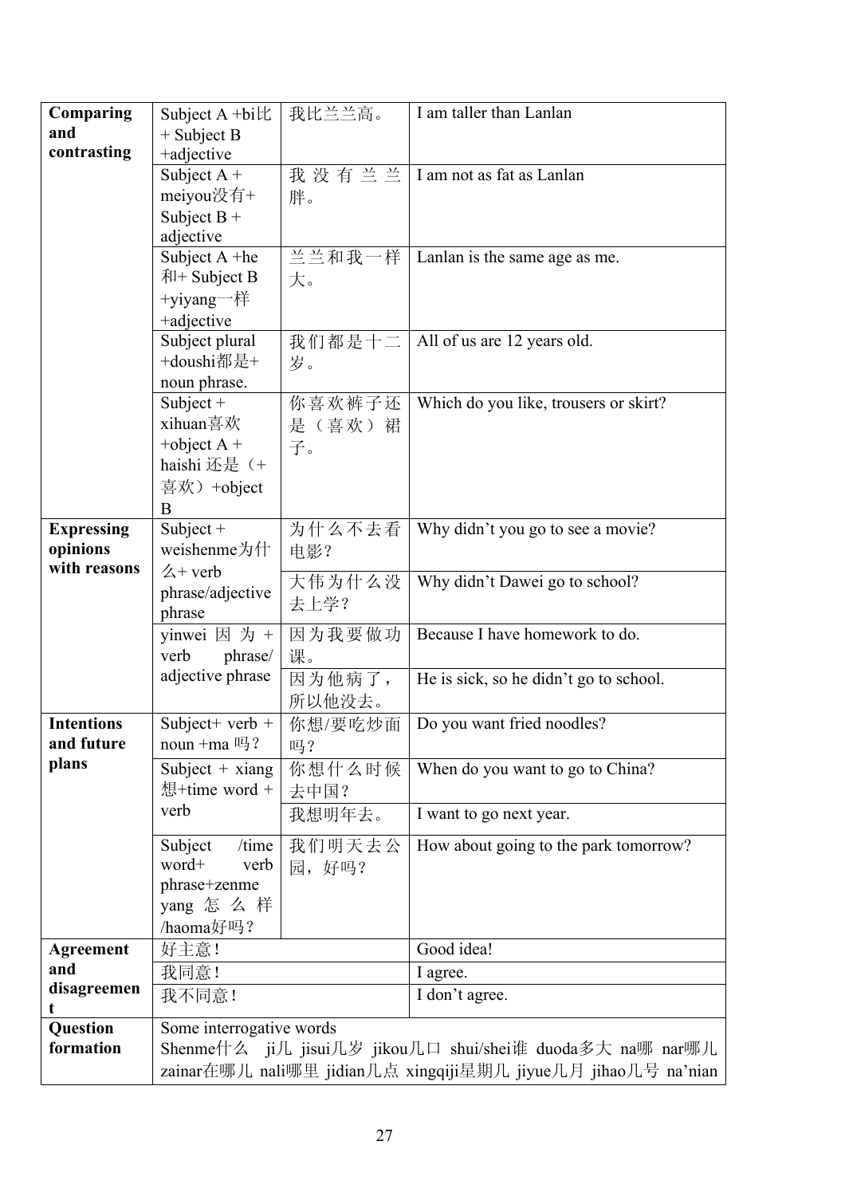| | | | |
|---|---|---|---|
| **Comparing and contrasting** | Subject A +bi比 + Subject B +adjective | 我比兰兰高。 | I am taller than Lanlan |
| | Subject A + meiyou没有+ Subject B + adjective | 我没有兰兰胖。 | I am not as fat as Lanlan |
| | Subject A +he和+ Subject B +yiyang一样 +adjective | 兰兰和我一样大。 | Lanlan is the same age as me. |
| | Subject plural +doushi都是+ noun phrase. | 我们都是十二岁。 | All of us are 12 years old. |
| | Subject + xihuan喜欢 +object A + haishi 还是（+喜欢）+object B | 你喜欢裤子还是（喜欢）裙子。 | Which do you like, trousers or skirt? |
| **Expressing opinions with reasons** | Subject + weishenme为什么+ verb phrase/adjective phrase | 为什么不去看电影？ | Why didn't you go to see a movie? |
| | | 大伟为什么没去上学？ | Why didn't Dawei go to school? |
| | yinwei 因为 + verb phrase/ adjective phrase | 因为我要做功课。 | Because I have homework to do. |
| | | 因为他病了，所以他没去。 | He is sick, so he didn't go to school. |
| **Intentions and future plans** | Subject+ verb + noun +ma 吗？ | 你想/要吃炒面吗？ | Do you want fried noodles? |
| | Subject + xiang 想+time word + verb | 你想什么时候去中国？ | When do you want to go to China? |
| | | 我想明年去。 | I want to go next year. |
| | Subject /time word+ verb phrase+zenme yang 怎么样 /haoma好吗？ | 我们明天去公园，好吗？ | How about going to the park tomorrow? |
| **Agreement and disagreement** | 好主意！ | | Good idea! |
| | 我同意！ | | I agree. |
| | 我不同意！ | | I don't agree. |
| **Question formation** | Some interrogative words<br>Shenme什么 ji几 jisui几岁 jikou几口 shui/shei谁 duoda多大 na哪 nar哪儿 zainar在哪儿 nali哪里 jidian几点 xingqiji星期几 jiyue几月 jihao几号 na'nian | | |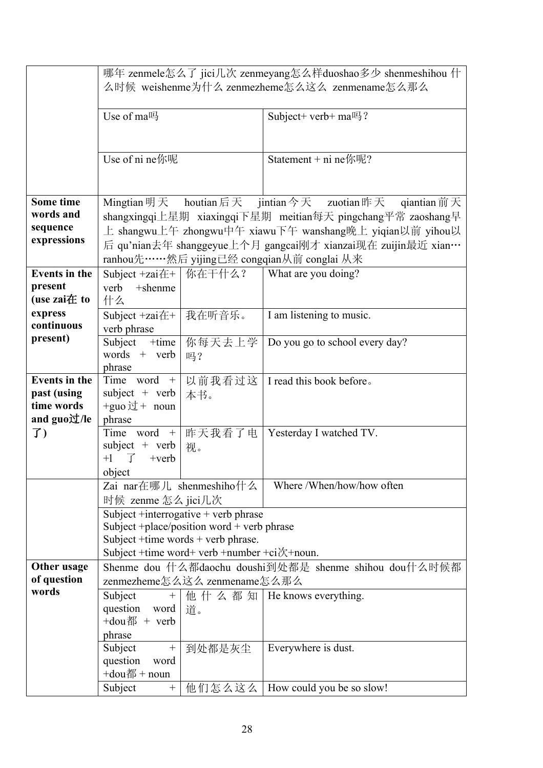| | | | |
|---|---|---|---|
| | 哪年 zenmele怎么了 jici几次 zenmeyang怎么样duoshao多少 shenmeshihou 什么时候 weishenme为什么 zenmezheme怎么这么 zenmename怎么那么 | | |
| | Use of ma吗 | | Subject+ verb+ ma吗？ |
| | Use of ni ne你呢 | | Statement + ni ne你呢? |
| **Some time words and sequence expressions** | Mingtian 明天 houtian 后天 jintian 今天 zuotian 昨天 qiantian 前天 shangxingqi上星期 xiaxingqi下星期 meitian每天 pingchang平常 zaoshang早上 shangwu上午 zhongwu中午 xiawu下午 wanshang晚上 yiqian以前 yihou以后 qu'nian去年 shanggeyue上个月 gangcai刚才 xianzai现在 zuijin最近 xian…ranhou先……然后 yijing已经 congqian从前 conglai 从来 | | |
| **Events in the present (use zai在 to express continuous present)** | Subject +zai在+ verb +shenme 什么 | 你在干什么？ | What are you doing? |
| | Subject +zai在+ verb phrase | 我在听音乐。 | I am listening to music. |
| | Subject +time words + verb phrase | 你每天去上学吗？ | Do you go to school every day? |
| **Events in the past (using time words and guo过/le了)** | Time word + subject + verb +guo 过 + noun phrase | 以前我看过这本书。 | I read this book before。 |
| | Time word + subject + verb +l 了 +verb object | 昨天我看了电视。 | Yesterday I watched TV. |
| | Zai nar在哪儿 shenmeshiho什么时候 zenme 怎么 jici几次 | | Where /When/how/how often |
| | Subject +interrogative + verb phrase<br>Subject +place/position word + verb phrase<br>Subject +time words + verb phrase.<br>Subject +time word+ verb +number +ci次+noun. | | |
| **Other usage of question words** | Shenme dou 什么都daochu doushi到处都是 shenme shihou dou什么时候都 zenmezheme怎么这么 zenmename怎么那么 | | |
| | Subject + question word +dou都 + verb phrase | 他什么都知道。 | He knows everything. |
| | Subject + question word +dou都 + noun | 到处都是灰尘 | Everywhere is dust. |
| | Subject + | 他们怎么这么 | How could you be so slow! |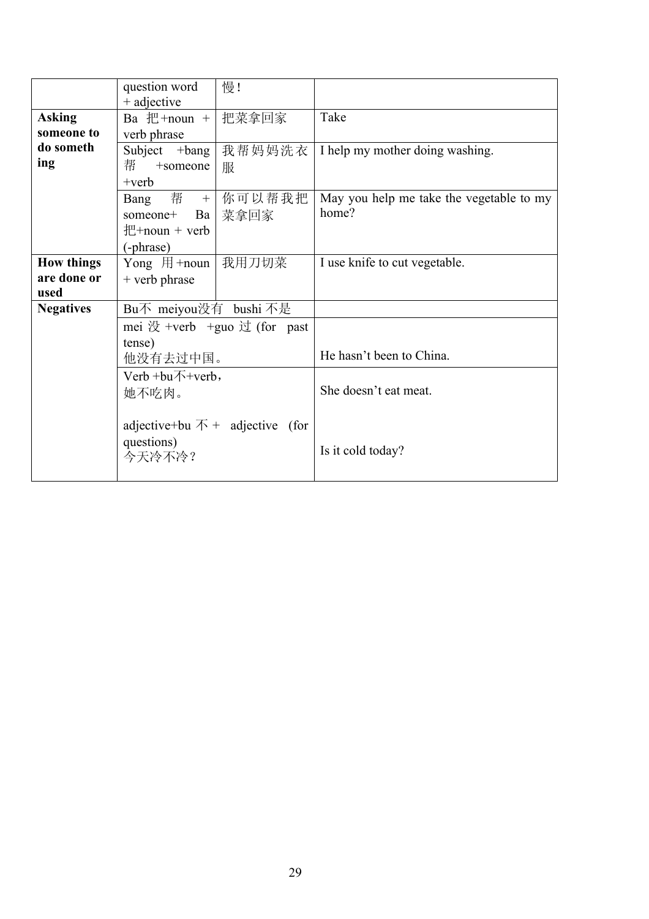| | | | |
|---|---|---|---|
| | question word + adjective | 慢！ | |
| **Asking someone to do something** | Ba 把+noun + verb phrase | 把菜拿回家 | Take |
| | Subject +bang 帮 +someone +verb | 我帮妈妈洗衣服 | I help my mother doing washing. |
| | Bang 帮 + someone+ Ba 把+noun + verb (-phrase) | 你可以帮我把菜拿回家 | May you help me take the vegetable to my home? |
| **How things are done or used** | Yong 用+noun + verb phrase | 我用刀切菜 | I use knife to cut vegetable. |
| **Negatives** | Bu不 meiyou没有 bushi 不是 | | |
| | mei 没 +verb +guo 过 (for past tense)<br>他没有去过中国。 | | He hasn't been to China. |
| | Verb +bu不+verb，<br>她不吃肉。<br><br>adjective+bu 不 + adjective (for questions)<br>今天冷不冷？ | | She doesn't eat meat.<br><br>Is it cold today? |